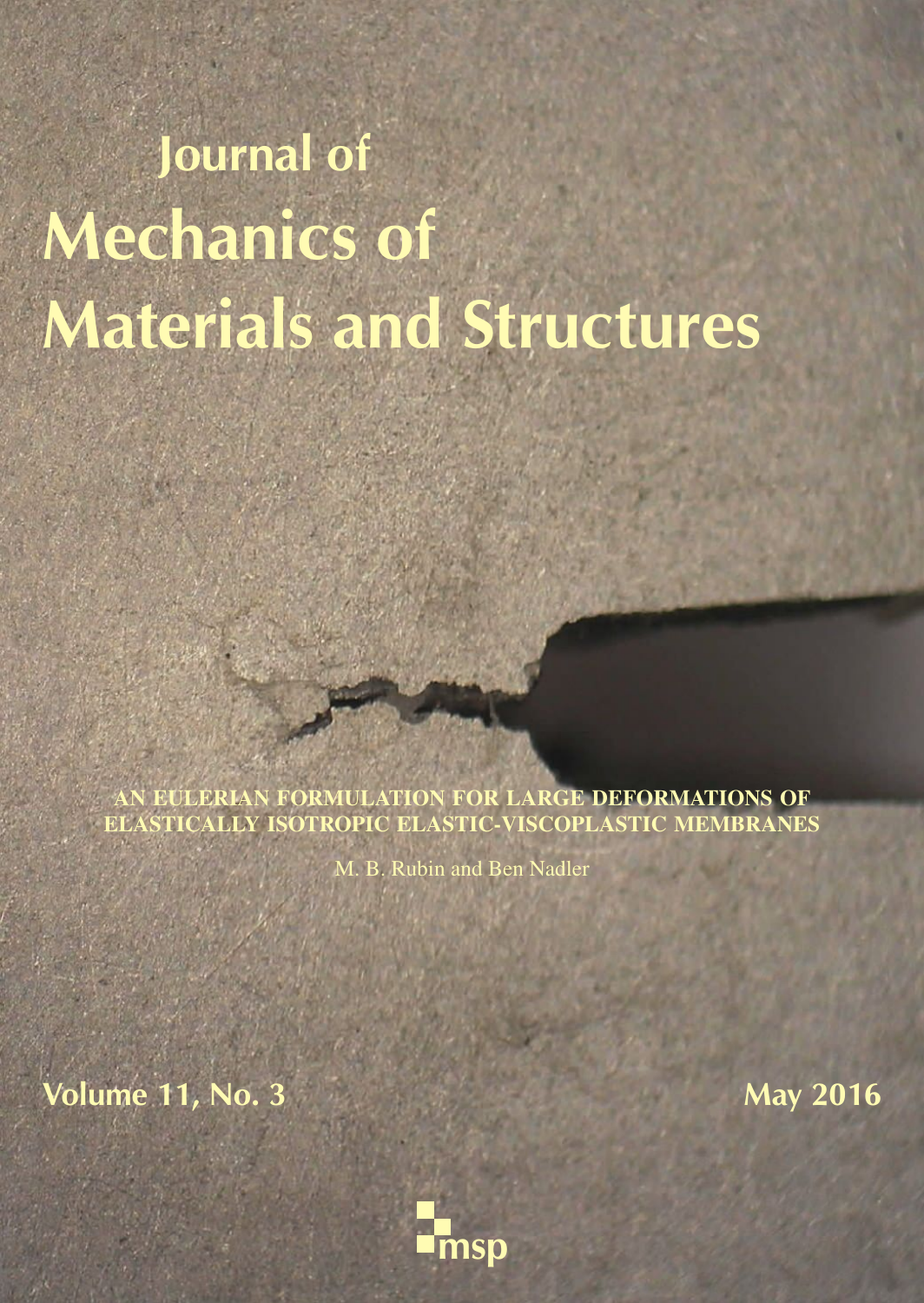# Journal of Mechanics of Materials and Structures

**AN EULERIAN FORMULATION FOR LARGE DEFORMATIONS OF ELASTICALLY ISOTROPIC ELASTIC-VISCOPLASTIC MEMBRANES**

M. B. Rubin and Ben Nadler

Volume 11, No. 3 May 2016

msp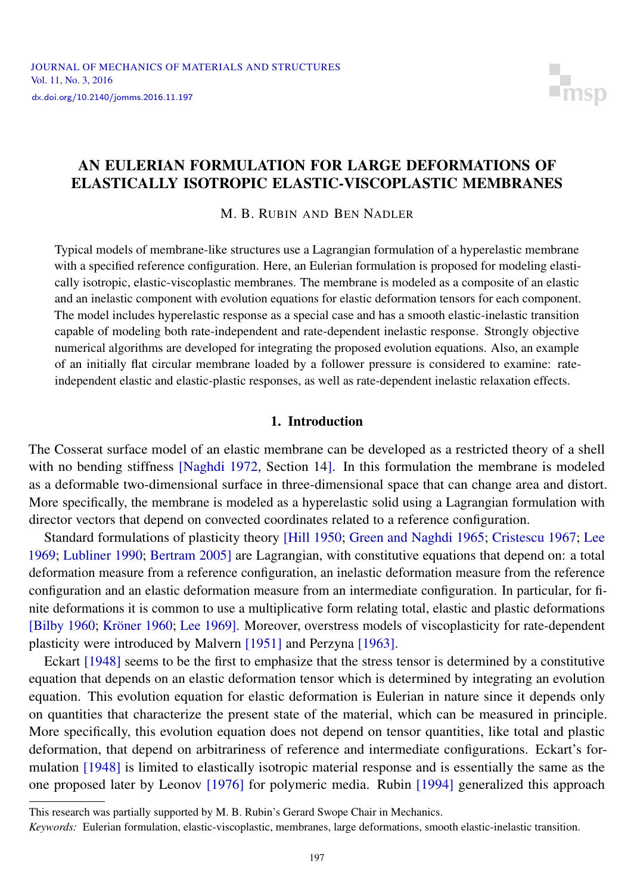# AN EULERIAN FORMULATION FOR LARGE DEFORMATIONS OF ELASTICALLY ISOTROPIC ELASTIC-VISCOPLASTIC MEMBRANES

M. B. RUBIN AND BEN NADLER

Typical models of membrane-like structures use a Lagrangian formulation of a hyperelastic membrane with a specified reference configuration. Here, an Eulerian formulation is proposed for modeling elastically isotropic, elastic-viscoplastic membranes. The membrane is modeled as a composite of an elastic and an inelastic component with evolution equations for elastic deformation tensors for each component. The model includes hyperelastic response as a special case and has a smooth elastic-inelastic transition capable of modeling both rate-independent and rate-dependent inelastic response. Strongly objective numerical algorithms are developed for integrating the proposed evolution equations. Also, an example of an initially flat circular membrane loaded by a follower pressure is considered to examine: rate-independent elastic and elastic-plastic responses, as well as rate-dependent inelastic relaxation effects.

## 1. Introduction

The Cosserat surface model of an elastic membrane can be developed as a restricted theory of a shell with no bending stiffness [Naghdi 1972, Section 14]. In this formulation the membrane is modeled as a deformable two-dimensional surface in three-dimensional space that can change area and distort. More specifically, the membrane is modeled as a hyperelastic solid using a Lagrangian formulation with director vectors that depend on convected coordinates related to a reference configuration.

Standard formulations of plasticity theory [Hill 1950; Green and Naghdi 1965; Cristescu 1967; Lee 1969; Lubliner 1990; Bertram 2005] are Lagrangian, with constitutive equations that depend on: a total deformation measure from a reference configuration, an inelastic deformation measure from the reference configuration and an elastic deformation measure from an intermediate configuration. In particular, for finite deformations it is common to use a multiplicative form relating total, elastic and plastic deformations [Bilby 1960; Kröner 1960; Lee 1969]. Moreover, overstress models of viscoplasticity for rate-dependent plasticity were introduced by Malvern [1951] and Perzyna [1963].

Eckart [1948] seems to be the first to emphasize that the stress tensor is determined by a constitutive equation that depends on an elastic deformation tensor which is determined by integrating an evolution equation. This evolution equation for elastic deformation is Eulerian in nature since it depends only on quantities that characterize the present state of the material, which can be measured in principle. More specifically, this evolution equation does not depend on tensor quantities, like total and plastic deformation, that depend on arbitrariness of reference and intermediate configurations. Eckart's formulation [1948] is limited to elastically isotropic material response and is essentially the same as the one proposed later by Leonov [1976] for polymeric media. Rubin [1994] generalized this approach

This research was partially supported by M. B. Rubin's Gerard Swope Chair in Mechanics.

*Keywords:* Eulerian formulation, elastic-viscoplastic, membranes, large deformations, smooth elastic-inelastic transition.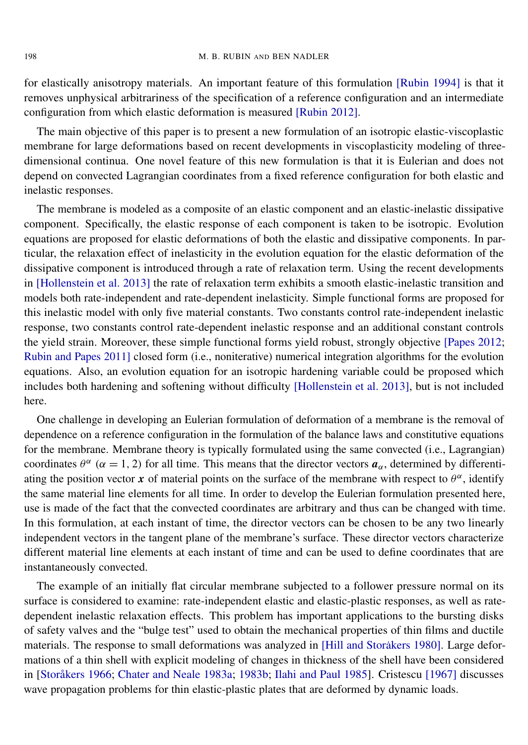for elastically anisotropy materials. An important feature of this formulation [Rubin 1994] is that it removes unphysical arbitrariness of the specification of a reference configuration and an intermediate configuration from which elastic deformation is measured [Rubin 2012].

The main objective of this paper is to present a new formulation of an isotropic elastic-viscoplastic membrane for large deformations based on recent developments in viscoplasticity modeling of three-dimensional continua. One novel feature of this new formulation is that it is Eulerian and does not depend on convected Lagrangian coordinates from a fixed reference configuration for both elastic and inelastic responses.

The membrane is modeled as a composite of an elastic component and an elastic-inelastic dissipative component. Specifically, the elastic response of each component is taken to be isotropic. Evolution equations are proposed for elastic deformations of both the elastic and dissipative components. In particular, the relaxation effect of inelasticity in the evolution equation for the elastic deformation of the dissipative component is introduced through a rate of relaxation term. Using the recent developments in [Hollenstein et al. 2013] the rate of relaxation term exhibits a smooth elastic-inelastic transition and models both rate-independent and rate-dependent inelasticity. Simple functional forms are proposed for this inelastic model with only five material constants. Two constants control rate-independent inelastic response, two constants control rate-dependent inelastic response and an additional constant controls the yield strain. Moreover, these simple functional forms yield robust, strongly objective [Papes 2012; Rubin and Papes 2011] closed form (i.e., noniterative) numerical integration algorithms for the evolution equations. Also, an evolution equation for an isotropic hardening variable could be proposed which includes both hardening and softening without difficulty [Hollenstein et al. 2013], but is not included here.

One challenge in developing an Eulerian formulation of deformation of a membrane is the removal of dependence on a reference configuration in the formulation of the balance laws and constitutive equations for the membrane. Membrane theory is typically formulated using the same convected (i.e., Lagrangian) coordinates $\theta^\alpha$ ($\alpha = 1, 2$) for all time. This means that the director vectors $\boldsymbol{a}_\alpha$, determined by differentiating the position vector $\boldsymbol{x}$ of material points on the surface of the membrane with respect to $\theta^\alpha$, identify the same material line elements for all time. In order to develop the Eulerian formulation presented here, use is made of the fact that the convected coordinates are arbitrary and thus can be changed with time. In this formulation, at each instant of time, the director vectors can be chosen to be any two linearly independent vectors in the tangent plane of the membrane's surface. These director vectors characterize different material line elements at each instant of time and can be used to define coordinates that are instantaneously convected.

The example of an initially flat circular membrane subjected to a follower pressure normal on its surface is considered to examine: rate-independent elastic and elastic-plastic responses, as well as rate-dependent inelastic relaxation effects. This problem has important applications to the bursting disks of safety valves and the "bulge test" used to obtain the mechanical properties of thin films and ductile materials. The response to small deformations was analyzed in [Hill and Storåkers 1980]. Large deformations of a thin shell with explicit modeling of changes in thickness of the shell have been considered in [Storåkers 1966; Chater and Neale 1983a; 1983b; Ilahi and Paul 1985]. Cristescu [1967] discusses wave propagation problems for thin elastic-plastic plates that are deformed by dynamic loads.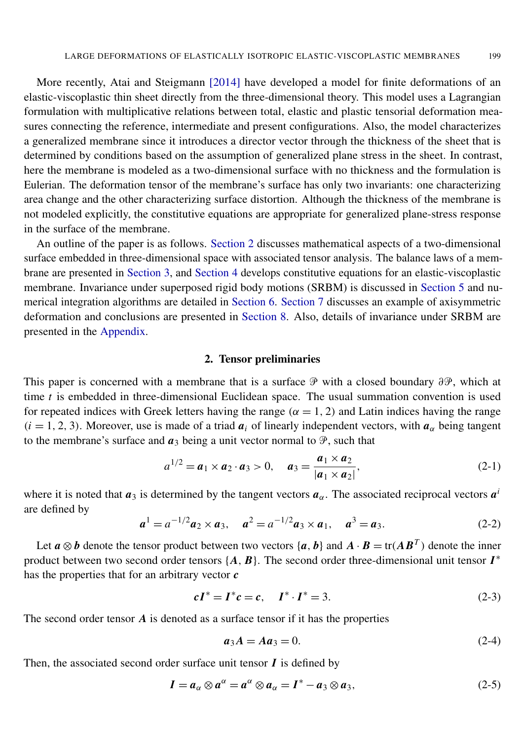More recently, Atai and Steigmann [2014] have developed a model for finite deformations of an elastic-viscoplastic thin sheet directly from the three-dimensional theory. This model uses a Lagrangian formulation with multiplicative relations between total, elastic and plastic tensorial deformation measures connecting the reference, intermediate and present configurations. Also, the model characterizes a generalized membrane since it introduces a director vector through the thickness of the sheet that is determined by conditions based on the assumption of generalized plane stress in the sheet. In contrast, here the membrane is modeled as a two-dimensional surface with no thickness and the formulation is Eulerian. The deformation tensor of the membrane's surface has only two invariants: one characterizing area change and the other characterizing surface distortion. Although the thickness of the membrane is not modeled explicitly, the constitutive equations are appropriate for generalized plane-stress response in the surface of the membrane.

An outline of the paper is as follows. Section 2 discusses mathematical aspects of a two-dimensional surface embedded in three-dimensional space with associated tensor analysis. The balance laws of a membrane are presented in Section 3, and Section 4 develops constitutive equations for an elastic-viscoplastic membrane. Invariance under superposed rigid body motions (SRBM) is discussed in Section 5 and numerical integration algorithms are detailed in Section 6. Section 7 discusses an example of axisymmetric deformation and conclusions are presented in Section 8. Also, details of invariance under SRBM are presented in the Appendix.

## 2. Tensor preliminaries

This paper is concerned with a membrane that is a surface $\mathcal{P}$ with a closed boundary $\partial\mathcal{P}$, which at time $t$ is embedded in three-dimensional Euclidean space. The usual summation convention is used for repeated indices with Greek letters having the range $(\alpha = 1, 2)$ and Latin indices having the range $(i = 1, 2, 3)$. Moreover, use is made of a triad $\boldsymbol{a}_i$ of linearly independent vectors, with $\boldsymbol{a}_\alpha$ being tangent to the membrane's surface and $\boldsymbol{a}_3$ being a unit vector normal to $\mathcal{P}$, such that

$$a^{1/2} = \boldsymbol{a}_1 \times \boldsymbol{a}_2 \cdot \boldsymbol{a}_3 > 0, \quad \boldsymbol{a}_3 = \frac{\boldsymbol{a}_1 \times \boldsymbol{a}_2}{|\boldsymbol{a}_1 \times \boldsymbol{a}_2|}, \tag{2-1}$$

where it is noted that $\boldsymbol{a}_3$ is determined by the tangent vectors $\boldsymbol{a}_\alpha$. The associated reciprocal vectors $\boldsymbol{a}^i$ are defined by

$$\boldsymbol{a}^1 = a^{-1/2}\boldsymbol{a}_2 \times \boldsymbol{a}_3, \quad \boldsymbol{a}^2 = a^{-1/2}\boldsymbol{a}_3 \times \boldsymbol{a}_1, \quad \boldsymbol{a}^3 = \boldsymbol{a}_3. \tag{2-2}$$

Let $\boldsymbol{a} \otimes \boldsymbol{b}$ denote the tensor product between two vectors $\{\boldsymbol{a}, \boldsymbol{b}\}$ and $\boldsymbol{A} \cdot \boldsymbol{B} = \operatorname{tr}(\boldsymbol{A}\boldsymbol{B}^T)$ denote the inner product between two second order tensors $\{\boldsymbol{A}, \boldsymbol{B}\}$. The second order three-dimensional unit tensor $\boldsymbol{I}^*$ has the properties that for an arbitrary vector $\boldsymbol{c}$

$$\boldsymbol{c}\boldsymbol{I}^* = \boldsymbol{I}^*\boldsymbol{c} = \boldsymbol{c}, \quad \boldsymbol{I}^* \cdot \boldsymbol{I}^* = 3. \tag{2-3}$$

The second order tensor $\boldsymbol{A}$ is denoted as a surface tensor if it has the properties

$$\boldsymbol{a}_3\boldsymbol{A} = \boldsymbol{A}\boldsymbol{a}_3 = 0. \tag{2-4}$$

Then, the associated second order surface unit tensor $\boldsymbol{I}$ is defined by

$$\boldsymbol{I} = \boldsymbol{a}_\alpha \otimes \boldsymbol{a}^\alpha = \boldsymbol{a}^\alpha \otimes \boldsymbol{a}_\alpha = \boldsymbol{I}^* - \boldsymbol{a}_3 \otimes \boldsymbol{a}_3, \tag{2-5}$$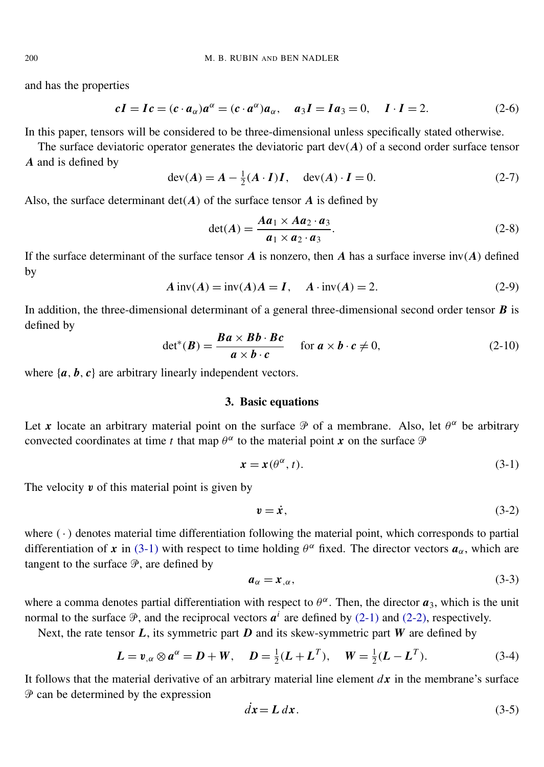and has the properties

$$\boldsymbol{c}\boldsymbol{I} = \boldsymbol{I}\boldsymbol{c} = (\boldsymbol{c}\cdot\boldsymbol{a}_\alpha)\boldsymbol{a}^\alpha = (\boldsymbol{c}\cdot\boldsymbol{a}^\alpha)\boldsymbol{a}_\alpha, \quad \boldsymbol{a}_3\boldsymbol{I} = \boldsymbol{I}\boldsymbol{a}_3 = 0, \quad \boldsymbol{I}\cdot\boldsymbol{I} = 2. \tag{2-6}$$

In this paper, tensors will be considered to be three-dimensional unless specifically stated otherwise.

The surface deviatoric operator generates the deviatoric part $\text{dev}(\boldsymbol{A})$ of a second order surface tensor $\boldsymbol{A}$ and is defined by

$$\text{dev}(\boldsymbol{A}) = \boldsymbol{A} - \tfrac{1}{2}(\boldsymbol{A}\cdot\boldsymbol{I})\boldsymbol{I}, \quad \text{dev}(\boldsymbol{A})\cdot\boldsymbol{I} = 0. \tag{2-7}$$

Also, the surface determinant $\det(\boldsymbol{A})$ of the surface tensor $\boldsymbol{A}$ is defined by

$$\det(\boldsymbol{A}) = \frac{\boldsymbol{A}\boldsymbol{a}_1 \times \boldsymbol{A}\boldsymbol{a}_2 \cdot \boldsymbol{a}_3}{\boldsymbol{a}_1 \times \boldsymbol{a}_2 \cdot \boldsymbol{a}_3}. \tag{2-8}$$

If the surface determinant of the surface tensor $\boldsymbol{A}$ is nonzero, then $\boldsymbol{A}$ has a surface inverse $\text{inv}(\boldsymbol{A})$ defined by

$$\boldsymbol{A}\,\text{inv}(\boldsymbol{A}) = \text{inv}(\boldsymbol{A})\boldsymbol{A} = \boldsymbol{I}, \quad \boldsymbol{A}\cdot\text{inv}(\boldsymbol{A}) = 2. \tag{2-9}$$

In addition, the three-dimensional determinant of a general three-dimensional second order tensor $\boldsymbol{B}$ is defined by

$$\det{}^*(\boldsymbol{B}) = \frac{\boldsymbol{B}\boldsymbol{a} \times \boldsymbol{B}\boldsymbol{b} \cdot \boldsymbol{B}\boldsymbol{c}}{\boldsymbol{a} \times \boldsymbol{b} \cdot \boldsymbol{c}} \quad \text{for } \boldsymbol{a} \times \boldsymbol{b} \cdot \boldsymbol{c} \neq 0, \tag{2-10}$$

where $\{\boldsymbol{a}, \boldsymbol{b}, \boldsymbol{c}\}$ are arbitrary linearly independent vectors.

## 3. Basic equations

Let $\boldsymbol{x}$ locate an arbitrary material point on the surface $\mathcal{P}$ of a membrane. Also, let $\theta^\alpha$ be arbitrary convected coordinates at time $t$ that map $\theta^\alpha$ to the material point $\boldsymbol{x}$ on the surface $\mathcal{P}$

$$\boldsymbol{x} = \boldsymbol{x}(\theta^\alpha, t). \tag{3-1}$$

The velocity $\boldsymbol{v}$ of this material point is given by

$$\boldsymbol{v} = \dot{\boldsymbol{x}}, \tag{3-2}$$

where $(\dot{\ })$ denotes material time differentiation following the material point, which corresponds to partial differentiation of $\boldsymbol{x}$ in (3-1) with respect to time holding $\theta^\alpha$ fixed. The director vectors $\boldsymbol{a}_\alpha$, which are tangent to the surface $\mathcal{P}$, are defined by

$$\boldsymbol{a}_\alpha = \boldsymbol{x}_{,\alpha}, \tag{3-3}$$

where a comma denotes partial differentiation with respect to $\theta^\alpha$. Then, the director $\boldsymbol{a}_3$, which is the unit normal to the surface $\mathcal{P}$, and the reciprocal vectors $\boldsymbol{a}^i$ are defined by (2-1) and (2-2), respectively.

Next, the rate tensor $\boldsymbol{L}$, its symmetric part $\boldsymbol{D}$ and its skew-symmetric part $\boldsymbol{W}$ are defined by

$$\boldsymbol{L} = \boldsymbol{v}_{,\alpha} \otimes \boldsymbol{a}^\alpha = \boldsymbol{D} + \boldsymbol{W}, \quad \boldsymbol{D} = \tfrac{1}{2}(\boldsymbol{L} + \boldsymbol{L}^T), \quad \boldsymbol{W} = \tfrac{1}{2}(\boldsymbol{L} - \boldsymbol{L}^T). \tag{3-4}$$

It follows that the material derivative of an arbitrary material line element $d\boldsymbol{x}$ in the membrane's surface $\mathcal{P}$ can be determined by the expression

$$\dot{d\boldsymbol{x}} = \boldsymbol{L}\,d\boldsymbol{x}. \tag{3-5}$$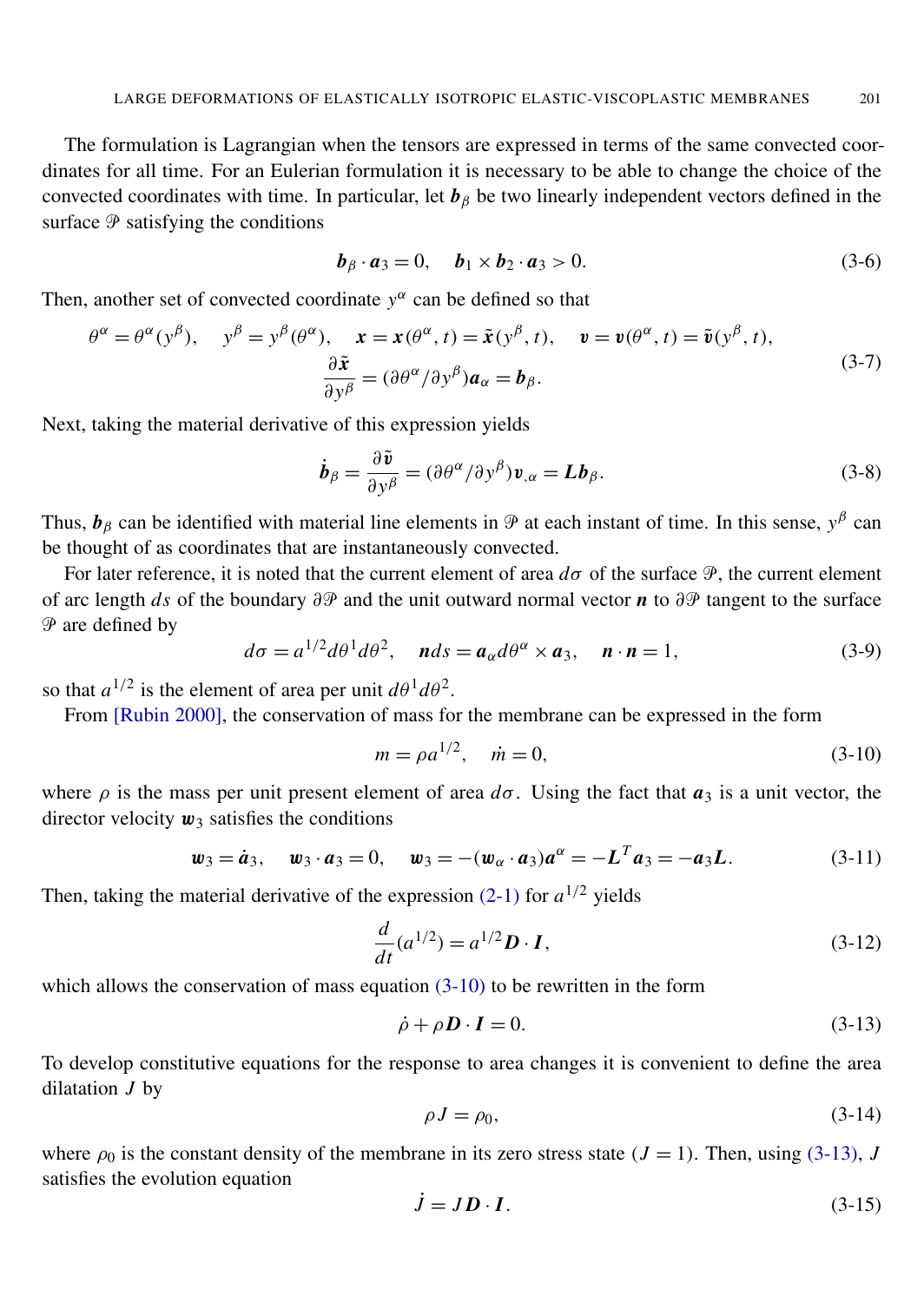The formulation is Lagrangian when the tensors are expressed in terms of the same convected coordinates for all time. For an Eulerian formulation it is necessary to be able to change the choice of the convected coordinates with time. In particular, let $\boldsymbol{b}_\beta$ be two linearly independent vectors defined in the surface $\mathcal{P}$ satisfying the conditions

$$\boldsymbol{b}_\beta \cdot \boldsymbol{a}_3 = 0, \quad \boldsymbol{b}_1 \times \boldsymbol{b}_2 \cdot \boldsymbol{a}_3 > 0. \tag{3-6}$$

Then, another set of convected coordinate $y^\alpha$ can be defined so that

$$\begin{gathered}\theta^\alpha = \theta^\alpha(y^\beta), \quad y^\beta = y^\beta(\theta^\alpha), \quad \boldsymbol{x} = \boldsymbol{x}(\theta^\alpha, t) = \tilde{\boldsymbol{x}}(y^\beta, t), \quad \boldsymbol{v} = \boldsymbol{v}(\theta^\alpha, t) = \tilde{\boldsymbol{v}}(y^\beta, t), \\ \frac{\partial \tilde{\boldsymbol{x}}}{\partial y^\beta} = (\partial \theta^\alpha / \partial y^\beta)\boldsymbol{a}_\alpha = \boldsymbol{b}_\beta.\end{gathered} \tag{3-7}$$

Next, taking the material derivative of this expression yields

$$\dot{\boldsymbol{b}}_\beta = \frac{\partial \tilde{\boldsymbol{v}}}{\partial y^\beta} = (\partial \theta^\alpha / \partial y^\beta)\boldsymbol{v}_{,\alpha} = \boldsymbol{L}\boldsymbol{b}_\beta. \tag{3-8}$$

Thus, $\boldsymbol{b}_\beta$ can be identified with material line elements in $\mathcal{P}$ at each instant of time. In this sense, $y^\beta$ can be thought of as coordinates that are instantaneously convected.

For later reference, it is noted that the current element of area $d\sigma$ of the surface $\mathcal{P}$, the current element of arc length $ds$ of the boundary $\partial\mathcal{P}$ and the unit outward normal vector $\boldsymbol{n}$ to $\partial\mathcal{P}$ tangent to the surface $\mathcal{P}$ are defined by

$$d\sigma = a^{1/2} d\theta^1 d\theta^2, \quad \boldsymbol{n} ds = \boldsymbol{a}_\alpha d\theta^\alpha \times \boldsymbol{a}_3, \quad \boldsymbol{n} \cdot \boldsymbol{n} = 1, \tag{3-9}$$

so that $a^{1/2}$ is the element of area per unit $d\theta^1 d\theta^2$.

From [Rubin 2000], the conservation of mass for the membrane can be expressed in the form

$$m = \rho a^{1/2}, \quad \dot{m} = 0, \tag{3-10}$$

where $\rho$ is the mass per unit present element of area $d\sigma$. Using the fact that $\boldsymbol{a}_3$ is a unit vector, the director velocity $\boldsymbol{w}_3$ satisfies the conditions

$$\boldsymbol{w}_3 = \dot{\boldsymbol{a}}_3, \quad \boldsymbol{w}_3 \cdot \boldsymbol{a}_3 = 0, \quad \boldsymbol{w}_3 = -(\boldsymbol{w}_\alpha \cdot \boldsymbol{a}_3)\boldsymbol{a}^\alpha = -\boldsymbol{L}^T \boldsymbol{a}_3 = -\boldsymbol{a}_3 \boldsymbol{L}. \tag{3-11}$$

Then, taking the material derivative of the expression (2-1) for $a^{1/2}$ yields

$$\frac{d}{dt}(a^{1/2}) = a^{1/2} \boldsymbol{D} \cdot \boldsymbol{I}, \tag{3-12}$$

which allows the conservation of mass equation (3-10) to be rewritten in the form

$$\dot{\rho} + \rho \boldsymbol{D} \cdot \boldsymbol{I} = 0. \tag{3-13}$$

To develop constitutive equations for the response to area changes it is convenient to define the area dilatation $J$ by

$$\rho J = \rho_0, \tag{3-14}$$

where $\rho_0$ is the constant density of the membrane in its zero stress state ($J = 1$). Then, using (3-13), $J$ satisfies the evolution equation

$$\dot{J} = J \boldsymbol{D} \cdot \boldsymbol{I}. \tag{3-15}$$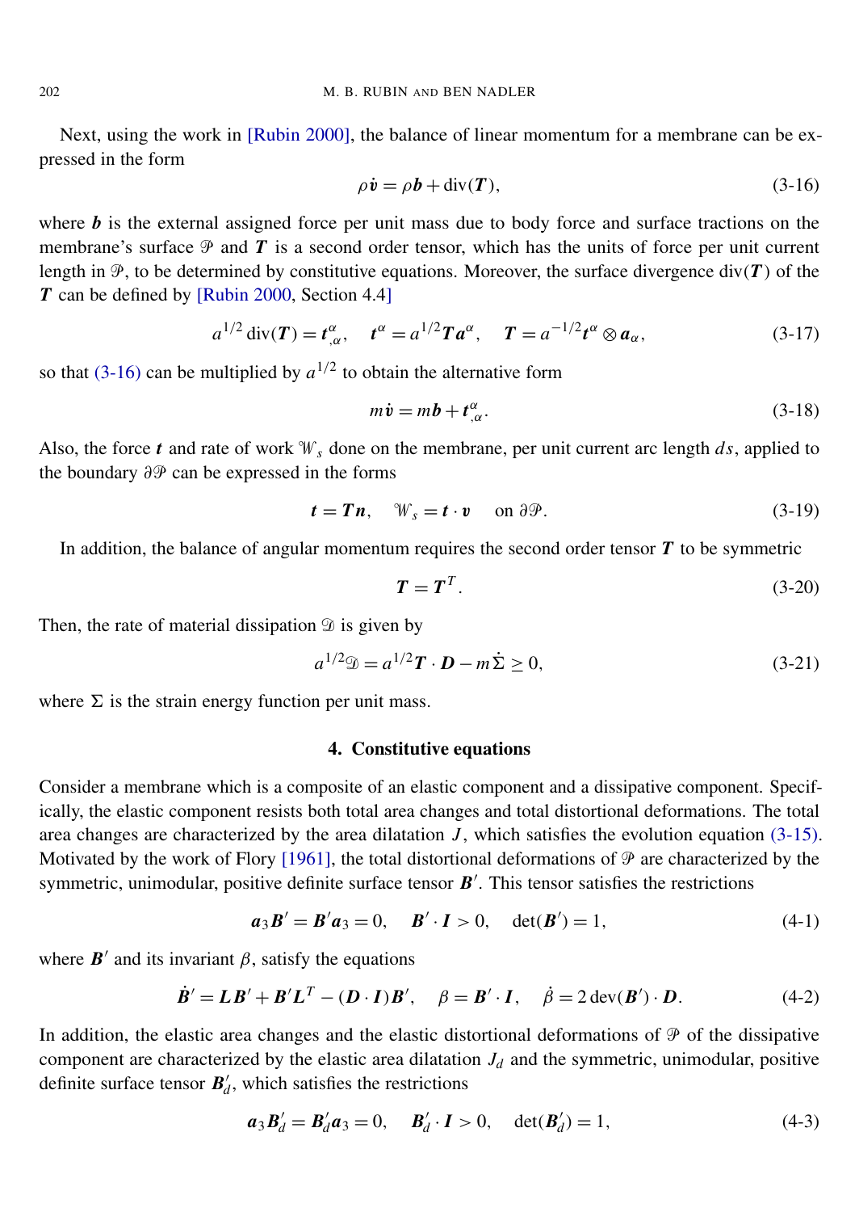Next, using the work in [Rubin 2000], the balance of linear momentum for a membrane can be expressed in the form

$$\rho \dot{\boldsymbol{v}} = \rho \boldsymbol{b} + \operatorname{div}(\boldsymbol{T}), \tag{3-16}$$

where $\boldsymbol{b}$ is the external assigned force per unit mass due to body force and surface tractions on the membrane's surface $\mathcal{P}$ and $\boldsymbol{T}$ is a second order tensor, which has the units of force per unit current length in $\mathcal{P}$, to be determined by constitutive equations. Moreover, the surface divergence $\operatorname{div}(\boldsymbol{T})$ of the $\boldsymbol{T}$ can be defined by [Rubin 2000, Section 4.4]

$$a^{1/2} \operatorname{div}(\boldsymbol{T}) = \boldsymbol{t}^{\alpha}_{,\alpha}, \quad \boldsymbol{t}^{\alpha} = a^{1/2} \boldsymbol{T} \boldsymbol{a}^{\alpha}, \quad \boldsymbol{T} = a^{-1/2} \boldsymbol{t}^{\alpha} \otimes \boldsymbol{a}_{\alpha}, \tag{3-17}$$

so that (3-16) can be multiplied by $a^{1/2}$ to obtain the alternative form

$$m \dot{\boldsymbol{v}} = m \boldsymbol{b} + \boldsymbol{t}^{\alpha}_{,\alpha}. \tag{3-18}$$

Also, the force $\boldsymbol{t}$ and rate of work $\mathcal{W}_s$ done on the membrane, per unit current arc length $ds$, applied to the boundary $\partial\mathcal{P}$ can be expressed in the forms

$$\boldsymbol{t} = \boldsymbol{T}\boldsymbol{n}, \quad \mathcal{W}_s = \boldsymbol{t} \cdot \boldsymbol{v} \quad \text{on } \partial\mathcal{P}. \tag{3-19}$$

In addition, the balance of angular momentum requires the second order tensor $\boldsymbol{T}$ to be symmetric

$$\boldsymbol{T} = \boldsymbol{T}^T. \tag{3-20}$$

Then, the rate of material dissipation $\mathfrak{D}$ is given by

$$a^{1/2} \mathfrak{D} = a^{1/2} \boldsymbol{T} \cdot \boldsymbol{D} - m \dot{\Sigma} \geq 0, \tag{3-21}$$

where $\Sigma$ is the strain energy function per unit mass.

## 4. Constitutive equations

Consider a membrane which is a composite of an elastic component and a dissipative component. Specifically, the elastic component resists both total area changes and total distortional deformations. The total area changes are characterized by the area dilatation $J$, which satisfies the evolution equation (3-15). Motivated by the work of Flory [1961], the total distortional deformations of $\mathcal{P}$ are characterized by the symmetric, unimodular, positive definite surface tensor $\boldsymbol{B}'$. This tensor satisfies the restrictions

$$\boldsymbol{a}_3 \boldsymbol{B}' = \boldsymbol{B}' \boldsymbol{a}_3 = 0, \quad \boldsymbol{B}' \cdot \boldsymbol{I} > 0, \quad \det(\boldsymbol{B}') = 1, \tag{4-1}$$

where $\boldsymbol{B}'$ and its invariant $\beta$, satisfy the equations

$$\dot{\boldsymbol{B}}' = \boldsymbol{L}\boldsymbol{B}' + \boldsymbol{B}'\boldsymbol{L}^T - (\boldsymbol{D} \cdot \boldsymbol{I})\boldsymbol{B}', \quad \beta = \boldsymbol{B}' \cdot \boldsymbol{I}, \quad \dot{\beta} = 2 \operatorname{dev}(\boldsymbol{B}') \cdot \boldsymbol{D}. \tag{4-2}$$

In addition, the elastic area changes and the elastic distortional deformations of $\mathcal{P}$ of the dissipative component are characterized by the elastic area dilatation $J_d$ and the symmetric, unimodular, positive definite surface tensor $\boldsymbol{B}'_d$, which satisfies the restrictions

$$\boldsymbol{a}_3 \boldsymbol{B}'_d = \boldsymbol{B}'_d \boldsymbol{a}_3 = 0, \quad \boldsymbol{B}'_d \cdot \boldsymbol{I} > 0, \quad \det(\boldsymbol{B}'_d) = 1, \tag{4-3}$$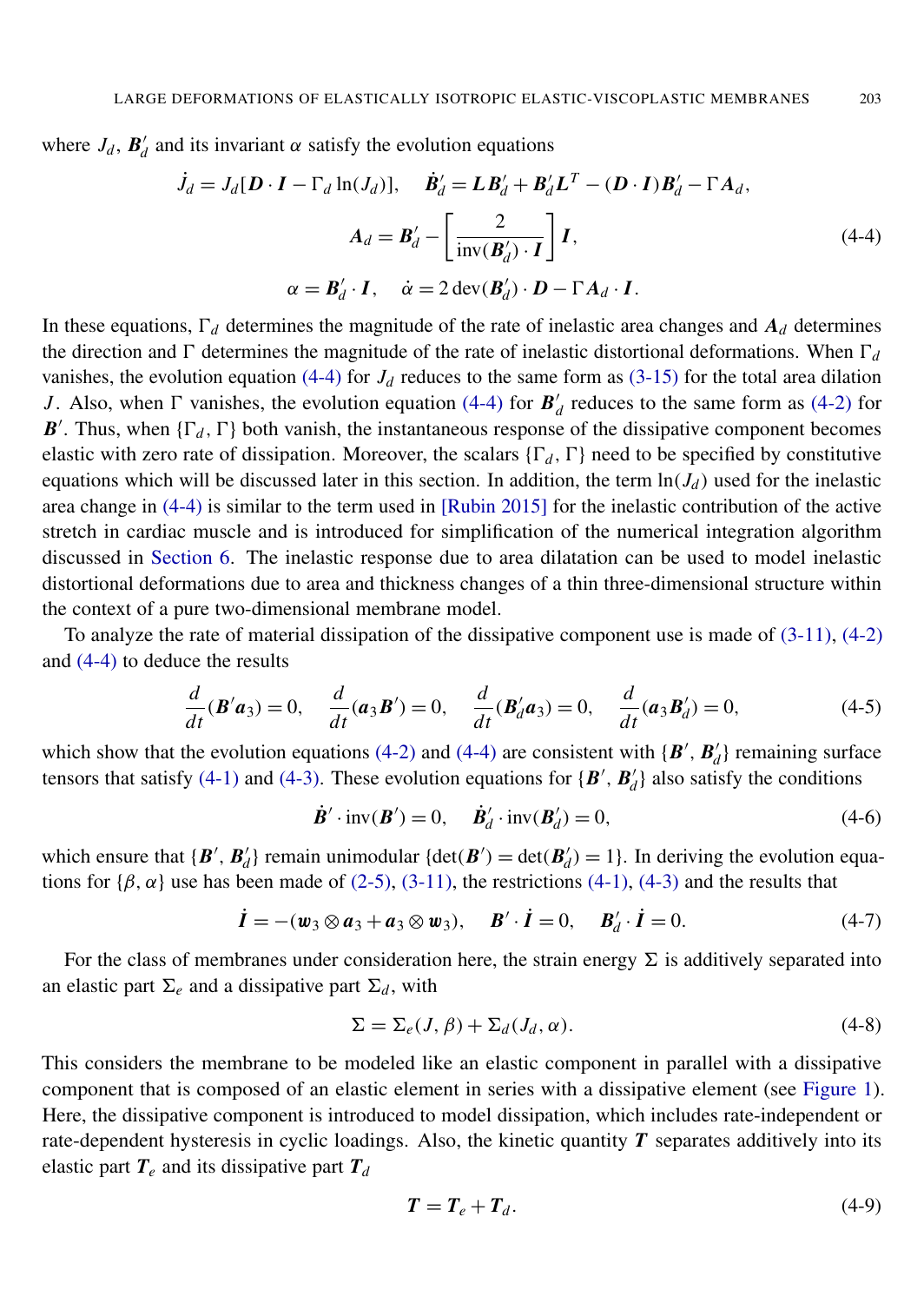where $J_d$, $\boldsymbol{B}_d'$ and its invariant $\alpha$ satisfy the evolution equations

$$
\begin{gathered}
\dot{J}_d = J_d[\boldsymbol{D}\cdot\boldsymbol{I} - \Gamma_d \ln(J_d)], \quad \dot{\boldsymbol{B}}_d' = \boldsymbol{L}\boldsymbol{B}_d' + \boldsymbol{B}_d'\boldsymbol{L}^T - (\boldsymbol{D}\cdot\boldsymbol{I})\boldsymbol{B}_d' - \Gamma\boldsymbol{A}_d, \\
\boldsymbol{A}_d = \boldsymbol{B}_d' - \left[\frac{2}{\operatorname{inv}(\boldsymbol{B}_d')\cdot\boldsymbol{I}}\right]\boldsymbol{I}, \\
\alpha = \boldsymbol{B}_d'\cdot\boldsymbol{I}, \quad \dot{\alpha} = 2\operatorname{dev}(\boldsymbol{B}_d')\cdot\boldsymbol{D} - \Gamma\boldsymbol{A}_d\cdot\boldsymbol{I}.
\end{gathered} \tag{4-4}
$$

In these equations, $\Gamma_d$ determines the magnitude of the rate of inelastic area changes and $\boldsymbol{A}_d$ determines the direction and $\Gamma$ determines the magnitude of the rate of inelastic distortional deformations. When $\Gamma_d$ vanishes, the evolution equation (4-4) for $J_d$ reduces to the same form as (3-15) for the total area dilation $J$. Also, when $\Gamma$ vanishes, the evolution equation (4-4) for $\boldsymbol{B}_d'$ reduces to the same form as (4-2) for $\boldsymbol{B}'$. Thus, when $\{\Gamma_d, \Gamma\}$ both vanish, the instantaneous response of the dissipative component becomes elastic with zero rate of dissipation. Moreover, the scalars $\{\Gamma_d, \Gamma\}$ need to be specified by constitutive equations which will be discussed later in this section. In addition, the term $\ln(J_d)$ used for the inelastic area change in (4-4) is similar to the term used in [Rubin 2015] for the inelastic contribution of the active stretch in cardiac muscle and is introduced for simplification of the numerical integration algorithm discussed in Section 6. The inelastic response due to area dilatation can be used to model inelastic distortional deformations due to area and thickness changes of a thin three-dimensional structure within the context of a pure two-dimensional membrane model.

To analyze the rate of material dissipation of the dissipative component use is made of (3-11), (4-2) and (4-4) to deduce the results

$$
\frac{d}{dt}(\boldsymbol{B}'\boldsymbol{a}_3) = 0, \quad \frac{d}{dt}(\boldsymbol{a}_3\boldsymbol{B}') = 0, \quad \frac{d}{dt}(\boldsymbol{B}_d'\boldsymbol{a}_3) = 0, \quad \frac{d}{dt}(\boldsymbol{a}_3\boldsymbol{B}_d') = 0, \tag{4-5}
$$

which show that the evolution equations (4-2) and (4-4) are consistent with $\{\boldsymbol{B}', \boldsymbol{B}_d'\}$ remaining surface tensors that satisfy (4-1) and (4-3). These evolution equations for $\{\boldsymbol{B}', \boldsymbol{B}_d'\}$ also satisfy the conditions

$$
\dot{\boldsymbol{B}}'\cdot\operatorname{inv}(\boldsymbol{B}') = 0, \quad \dot{\boldsymbol{B}}_d'\cdot\operatorname{inv}(\boldsymbol{B}_d') = 0, \tag{4-6}
$$

which ensure that $\{\boldsymbol{B}', \boldsymbol{B}_d'\}$ remain unimodular $\{\det(\boldsymbol{B}') = \det(\boldsymbol{B}_d') = 1\}$. In deriving the evolution equations for $\{\beta, \alpha\}$ use has been made of (2-5), (3-11), the restrictions (4-1), (4-3) and the results that

$$
\dot{\boldsymbol{I}} = -(\boldsymbol{w}_3\otimes\boldsymbol{a}_3 + \boldsymbol{a}_3\otimes\boldsymbol{w}_3), \quad \boldsymbol{B}'\cdot\dot{\boldsymbol{I}} = 0, \quad \boldsymbol{B}_d'\cdot\dot{\boldsymbol{I}} = 0. \tag{4-7}
$$

For the class of membranes under consideration here, the strain energy $\Sigma$ is additively separated into an elastic part $\Sigma_e$ and a dissipative part $\Sigma_d$, with

$$
\Sigma = \Sigma_e(J, \beta) + \Sigma_d(J_d, \alpha). \tag{4-8}
$$

This considers the membrane to be modeled like an elastic component in parallel with a dissipative component that is composed of an elastic element in series with a dissipative element (see Figure 1). Here, the dissipative component is introduced to model dissipation, which includes rate-independent or rate-dependent hysteresis in cyclic loadings. Also, the kinetic quantity $\boldsymbol{T}$ separates additively into its elastic part $\boldsymbol{T}_e$ and its dissipative part $\boldsymbol{T}_d$

$$
\boldsymbol{T} = \boldsymbol{T}_e + \boldsymbol{T}_d. \tag{4-9}
$$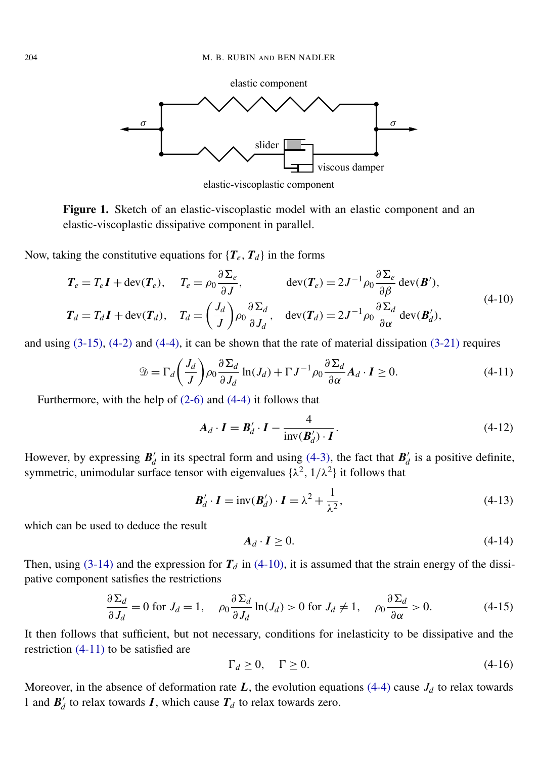elastic component

σ σ

slider

viscous damper

elastic-viscoplastic component

**Figure 1.** Sketch of an elastic-viscoplastic model with an elastic component and an elastic-viscoplastic dissipative component in parallel.

Now, taking the constitutive equations for $\{\boldsymbol{T}_e, \boldsymbol{T}_d\}$ in the forms

$$
\begin{aligned}
\boldsymbol{T}_e &= T_e \boldsymbol{I} + \mathrm{dev}(\boldsymbol{T}_e), \quad T_e = \rho_0 \frac{\partial \Sigma_e}{\partial J}, \qquad \mathrm{dev}(\boldsymbol{T}_e) = 2J^{-1}\rho_0 \frac{\partial \Sigma_e}{\partial \beta}\,\mathrm{dev}(\boldsymbol{B}'),\\
\boldsymbol{T}_d &= T_d \boldsymbol{I} + \mathrm{dev}(\boldsymbol{T}_d), \quad T_d = \left(\frac{J_d}{J}\right)\rho_0 \frac{\partial \Sigma_d}{\partial J_d}, \quad \mathrm{dev}(\boldsymbol{T}_d) = 2J^{-1}\rho_0 \frac{\partial \Sigma_d}{\partial \alpha}\,\mathrm{dev}(\boldsymbol{B}_d'),
\end{aligned}
\tag{4-10}
$$

and using (3-15), (4-2) and (4-4), it can be shown that the rate of material dissipation (3-21) requires

$$
\mathfrak{D} = \Gamma_d \left(\frac{J_d}{J}\right)\rho_0 \frac{\partial \Sigma_d}{\partial J_d}\ln(J_d) + \Gamma J^{-1}\rho_0 \frac{\partial \Sigma_d}{\partial \alpha}\boldsymbol{A}_d \cdot \boldsymbol{I} \geq 0. \tag{4-11}
$$

Furthermore, with the help of (2-6) and (4-4) it follows that

$$
\boldsymbol{A}_d \cdot \boldsymbol{I} = \boldsymbol{B}_d' \cdot \boldsymbol{I} - \frac{4}{\mathrm{inv}(\boldsymbol{B}_d')\cdot \boldsymbol{I}}. \tag{4-12}
$$

However, by expressing $\boldsymbol{B}_d'$ in its spectral form and using (4-3), the fact that $\boldsymbol{B}_d'$ is a positive definite, symmetric, unimodular surface tensor with eigenvalues $\{\lambda^2, 1/\lambda^2\}$ it follows that

$$
\boldsymbol{B}_d' \cdot \boldsymbol{I} = \mathrm{inv}(\boldsymbol{B}_d') \cdot \boldsymbol{I} = \lambda^2 + \frac{1}{\lambda^2}, \tag{4-13}
$$

which can be used to deduce the result

$$
\boldsymbol{A}_d \cdot \boldsymbol{I} \geq 0. \tag{4-14}
$$

Then, using (3-14) and the expression for $\boldsymbol{T}_d$ in (4-10), it is assumed that the strain energy of the dissipative component satisfies the restrictions

$$
\frac{\partial \Sigma_d}{\partial J_d} = 0 \text{ for } J_d = 1, \quad \rho_0 \frac{\partial \Sigma_d}{\partial J_d}\ln(J_d) > 0 \text{ for } J_d \neq 1, \quad \rho_0 \frac{\partial \Sigma_d}{\partial \alpha} > 0. \tag{4-15}
$$

It then follows that sufficient, but not necessary, conditions for inelasticity to be dissipative and the restriction (4-11) to be satisfied are

$$
\Gamma_d \geq 0, \quad \Gamma \geq 0. \tag{4-16}
$$

Moreover, in the absence of deformation rate $\boldsymbol{L}$, the evolution equations (4-4) cause $J_d$ to relax towards 1 and $\boldsymbol{B}_d'$ to relax towards $\boldsymbol{I}$, which cause $\boldsymbol{T}_d$ to relax towards zero.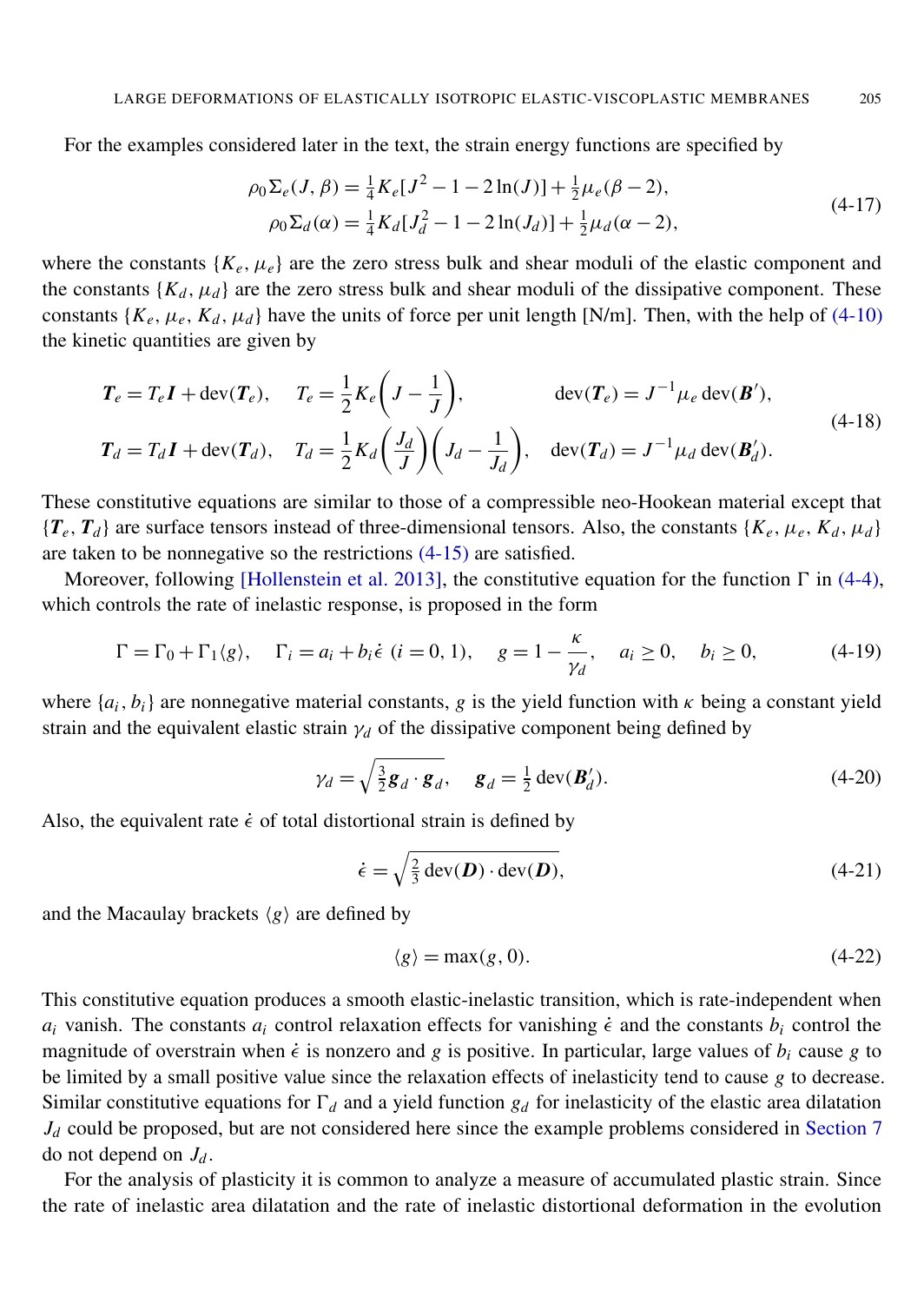For the examples considered later in the text, the strain energy functions are specified by

$$
\begin{aligned}
\rho_0 \Sigma_e(J, \beta) &= \tfrac{1}{4} K_e [J^2 - 1 - 2\ln(J)] + \tfrac{1}{2}\mu_e(\beta - 2), \\
\rho_0 \Sigma_d(\alpha) &= \tfrac{1}{4} K_d [J_d^2 - 1 - 2\ln(J_d)] + \tfrac{1}{2}\mu_d(\alpha - 2),
\end{aligned}
\tag{4-17}
$$

where the constants $\{K_e, \mu_e\}$ are the zero stress bulk and shear moduli of the elastic component and the constants $\{K_d, \mu_d\}$ are the zero stress bulk and shear moduli of the dissipative component. These constants $\{K_e, \mu_e, K_d, \mu_d\}$ have the units of force per unit length [N/m]. Then, with the help of (4-10) the kinetic quantities are given by

$$
\begin{aligned}
\boldsymbol{T}_e &= T_e \boldsymbol{I} + \operatorname{dev}(\boldsymbol{T}_e), \quad T_e = \frac{1}{2} K_e \left( J - \frac{1}{J} \right), \qquad\qquad \operatorname{dev}(\boldsymbol{T}_e) = J^{-1} \mu_e \operatorname{dev}(\boldsymbol{B}'), \\
\boldsymbol{T}_d &= T_d \boldsymbol{I} + \operatorname{dev}(\boldsymbol{T}_d), \quad T_d = \frac{1}{2} K_d \left( \frac{J_d}{J} \right) \left( J_d - \frac{1}{J_d} \right), \quad \operatorname{dev}(\boldsymbol{T}_d) = J^{-1} \mu_d \operatorname{dev}(\boldsymbol{B}'_d).
\end{aligned}
\tag{4-18}
$$

These constitutive equations are similar to those of a compressible neo-Hookean material except that $\{\boldsymbol{T}_e, \boldsymbol{T}_d\}$ are surface tensors instead of three-dimensional tensors. Also, the constants $\{K_e, \mu_e, K_d, \mu_d\}$ are taken to be nonnegative so the restrictions (4-15) are satisfied.

Moreover, following [Hollenstein et al. 2013], the constitutive equation for the function $\Gamma$ in (4-4), which controls the rate of inelastic response, is proposed in the form

$$
\Gamma = \Gamma_0 + \Gamma_1 \langle g \rangle, \quad \Gamma_i = a_i + b_i \dot{\epsilon} \ (i = 0, 1), \quad g = 1 - \frac{\kappa}{\gamma_d}, \quad a_i \geq 0, \quad b_i \geq 0,
\tag{4-19}
$$

where $\{a_i, b_i\}$ are nonnegative material constants, $g$ is the yield function with $\kappa$ being a constant yield strain and the equivalent elastic strain $\gamma_d$ of the dissipative component being defined by

$$
\gamma_d = \sqrt{\tfrac{3}{2} \boldsymbol{g}_d \cdot \boldsymbol{g}_d}, \quad \boldsymbol{g}_d = \tfrac{1}{2} \operatorname{dev}(\boldsymbol{B}'_d).
\tag{4-20}
$$

Also, the equivalent rate $\dot{\epsilon}$ of total distortional strain is defined by

$$
\dot{\epsilon} = \sqrt{\tfrac{2}{3} \operatorname{dev}(\boldsymbol{D}) \cdot \operatorname{dev}(\boldsymbol{D})},
\tag{4-21}
$$

and the Macaulay brackets $\langle g \rangle$ are defined by

$$
\langle g \rangle = \max(g, 0).
\tag{4-22}
$$

This constitutive equation produces a smooth elastic-inelastic transition, which is rate-independent when $a_i$ vanish. The constants $a_i$ control relaxation effects for vanishing $\dot{\epsilon}$ and the constants $b_i$ control the magnitude of overstrain when $\dot{\epsilon}$ is nonzero and $g$ is positive. In particular, large values of $b_i$ cause $g$ to be limited by a small positive value since the relaxation effects of inelasticity tend to cause $g$ to decrease. Similar constitutive equations for $\Gamma_d$ and a yield function $g_d$ for inelasticity of the elastic area dilatation $J_d$ could be proposed, but are not considered here since the example problems considered in Section 7 do not depend on $J_d$.

For the analysis of plasticity it is common to analyze a measure of accumulated plastic strain. Since the rate of inelastic area dilatation and the rate of inelastic distortional deformation in the evolution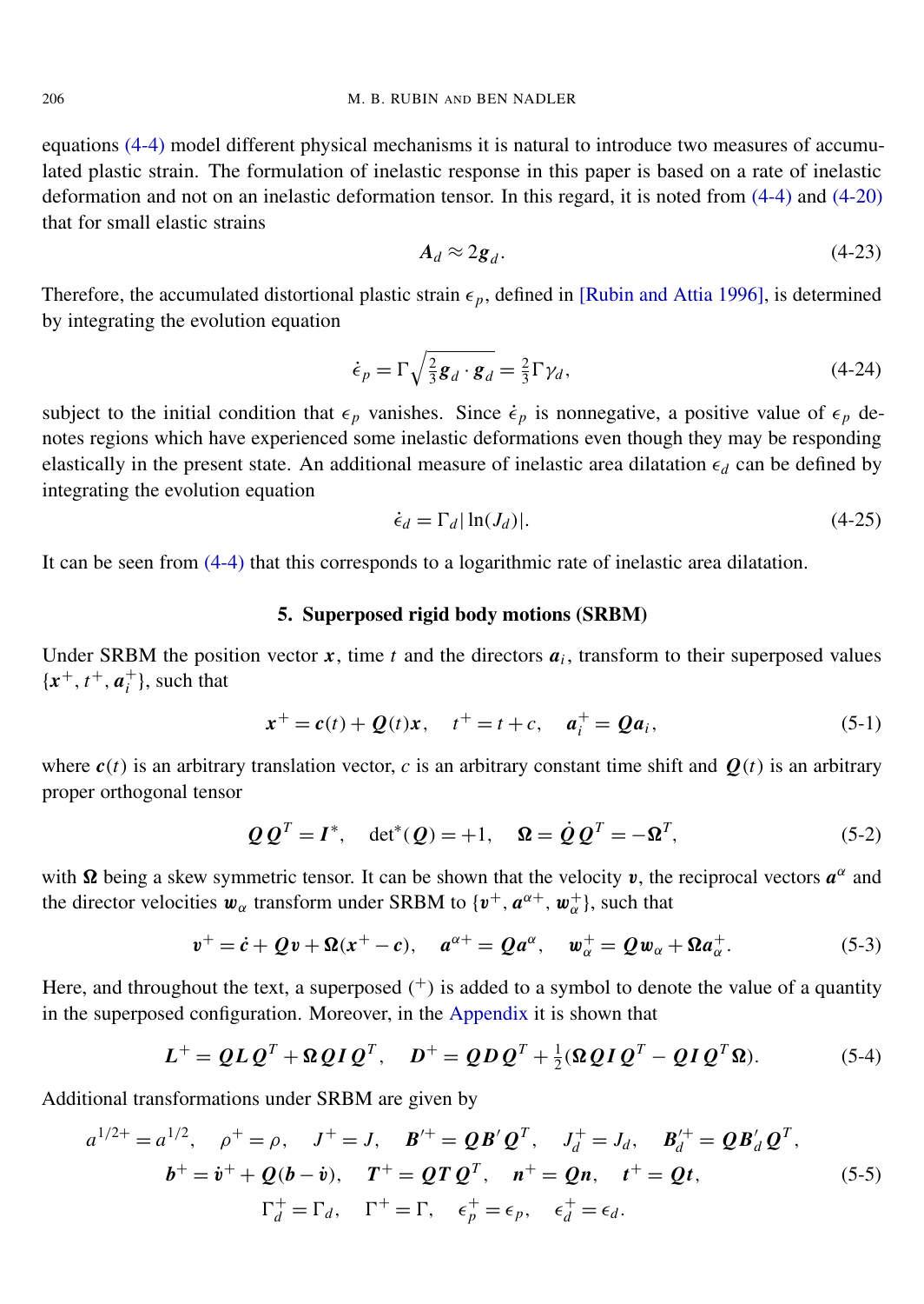equations (4-4) model different physical mechanisms it is natural to introduce two measures of accumulated plastic strain. The formulation of inelastic response in this paper is based on a rate of inelastic deformation and not on an inelastic deformation tensor. In this regard, it is noted from (4-4) and (4-20) that for small elastic strains

$$\boldsymbol{A}_d \approx 2\boldsymbol{g}_d. \tag{4-23}$$

Therefore, the accumulated distortional plastic strain $\epsilon_p$, defined in [Rubin and Attia 1996], is determined by integrating the evolution equation

$$\dot{\epsilon}_p = \Gamma\sqrt{\tfrac{2}{3}\boldsymbol{g}_d \cdot \boldsymbol{g}_d} = \tfrac{2}{3}\Gamma\gamma_d, \tag{4-24}$$

subject to the initial condition that $\epsilon_p$ vanishes. Since $\dot{\epsilon}_p$ is nonnegative, a positive value of $\epsilon_p$ denotes regions which have experienced some inelastic deformations even though they may be responding elastically in the present state. An additional measure of inelastic area dilatation $\epsilon_d$ can be defined by integrating the evolution equation

$$\dot{\epsilon}_d = \Gamma_d|\ln(J_d)|. \tag{4-25}$$

It can be seen from (4-4) that this corresponds to a logarithmic rate of inelastic area dilatation.

## 5. Superposed rigid body motions (SRBM)

Under SRBM the position vector $\boldsymbol{x}$, time $t$ and the directors $\boldsymbol{a}_i$, transform to their superposed values $\{\boldsymbol{x}^+, t^+, \boldsymbol{a}_i^+\}$, such that

$$\boldsymbol{x}^+ = \boldsymbol{c}(t) + \boldsymbol{Q}(t)\boldsymbol{x}, \quad t^+ = t + c, \quad \boldsymbol{a}_i^+ = \boldsymbol{Q}\boldsymbol{a}_i, \tag{5-1}$$

where $\boldsymbol{c}(t)$ is an arbitrary translation vector, $c$ is an arbitrary constant time shift and $\boldsymbol{Q}(t)$ is an arbitrary proper orthogonal tensor

$$\boldsymbol{Q}\boldsymbol{Q}^T = \boldsymbol{I}^*, \quad \det{}^*(\boldsymbol{Q}) = +1, \quad \boldsymbol{\Omega} = \dot{\boldsymbol{Q}}\boldsymbol{Q}^T = -\boldsymbol{\Omega}^T, \tag{5-2}$$

with $\boldsymbol{\Omega}$ being a skew symmetric tensor. It can be shown that the velocity $\boldsymbol{v}$, the reciprocal vectors $\boldsymbol{a}^\alpha$ and the director velocities $\boldsymbol{w}_\alpha$ transform under SRBM to $\{\boldsymbol{v}^+, \boldsymbol{a}^{\alpha+}, \boldsymbol{w}_\alpha^+\}$, such that

$$\boldsymbol{v}^+ = \dot{\boldsymbol{c}} + \boldsymbol{Q}\boldsymbol{v} + \boldsymbol{\Omega}(\boldsymbol{x}^+ - \boldsymbol{c}), \quad \boldsymbol{a}^{\alpha+} = \boldsymbol{Q}\boldsymbol{a}^\alpha, \quad \boldsymbol{w}_\alpha^+ = \boldsymbol{Q}\boldsymbol{w}_\alpha + \boldsymbol{\Omega}\boldsymbol{a}_\alpha^+. \tag{5-3}$$

Here, and throughout the text, a superposed $(^+)$ is added to a symbol to denote the value of a quantity in the superposed configuration. Moreover, in the Appendix it is shown that

$$\boldsymbol{L}^+ = \boldsymbol{Q}\boldsymbol{L}\boldsymbol{Q}^T + \boldsymbol{\Omega}\boldsymbol{Q}\boldsymbol{I}\boldsymbol{Q}^T, \quad \boldsymbol{D}^+ = \boldsymbol{Q}\boldsymbol{D}\boldsymbol{Q}^T + \tfrac{1}{2}(\boldsymbol{\Omega}\boldsymbol{Q}\boldsymbol{I}\boldsymbol{Q}^T - \boldsymbol{Q}\boldsymbol{I}\boldsymbol{Q}^T\boldsymbol{\Omega}). \tag{5-4}$$

Additional transformations under SRBM are given by

$$\begin{gathered}
a^{1/2+} = a^{1/2}, \quad \rho^+ = \rho, \quad J^+ = J, \quad \boldsymbol{B}'^+ = \boldsymbol{Q}\boldsymbol{B}'\boldsymbol{Q}^T, \quad J_d^+ = J_d, \quad \boldsymbol{B}_d'^+ = \boldsymbol{Q}\boldsymbol{B}_d'\boldsymbol{Q}^T, \\
\boldsymbol{b}^+ = \dot{\boldsymbol{v}}^+ + \boldsymbol{Q}(\boldsymbol{b} - \dot{\boldsymbol{v}}), \quad \boldsymbol{T}^+ = \boldsymbol{Q}\boldsymbol{T}\boldsymbol{Q}^T, \quad \boldsymbol{n}^+ = \boldsymbol{Q}\boldsymbol{n}, \quad \boldsymbol{t}^+ = \boldsymbol{Q}\boldsymbol{t}, \\
\Gamma_d^+ = \Gamma_d, \quad \Gamma^+ = \Gamma, \quad \epsilon_p^+ = \epsilon_p, \quad \epsilon_d^+ = \epsilon_d.
\end{gathered} \tag{5-5}$$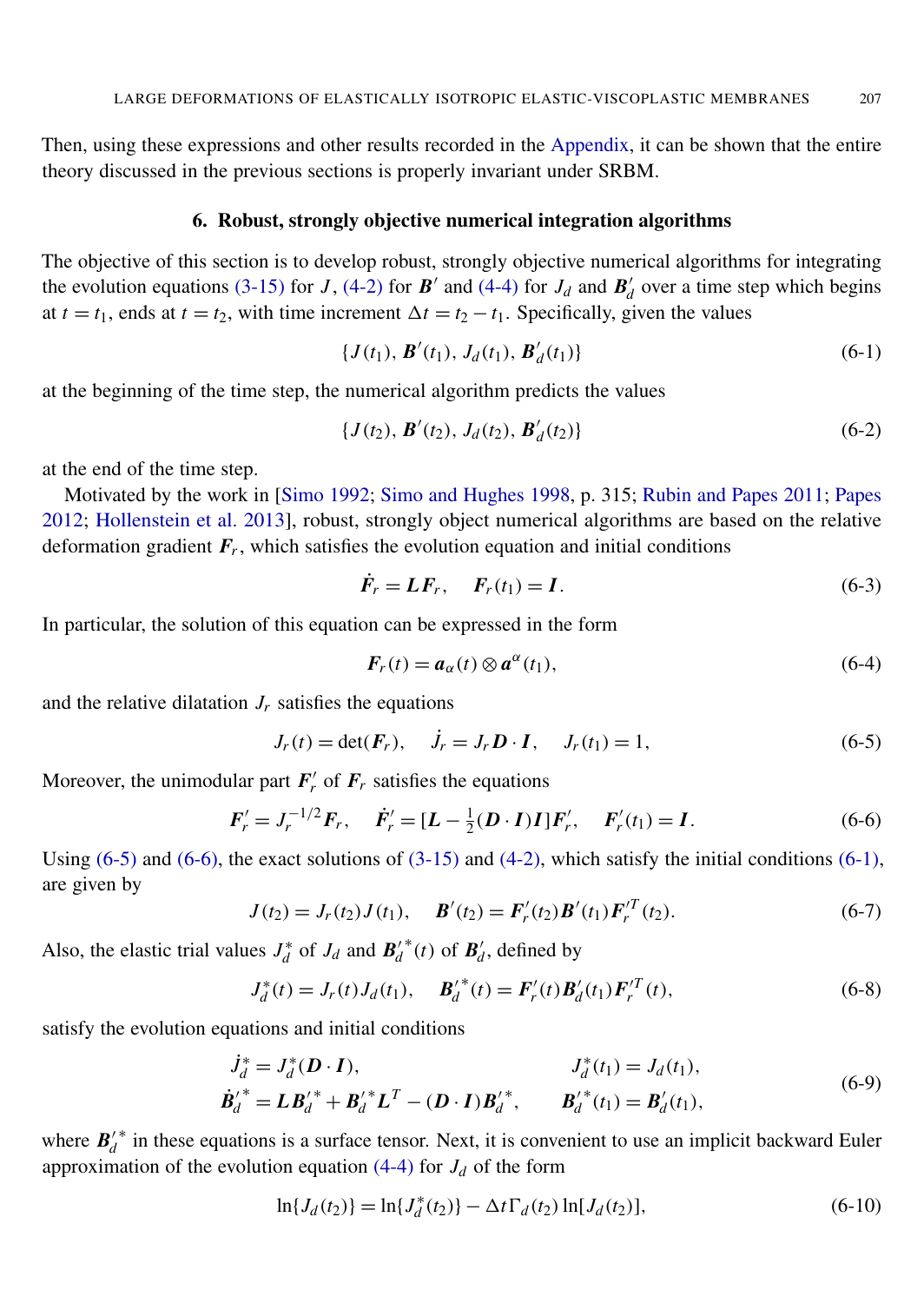Then, using these expressions and other results recorded in the Appendix, it can be shown that the entire theory discussed in the previous sections is properly invariant under SRBM.

## 6. Robust, strongly objective numerical integration algorithms

The objective of this section is to develop robust, strongly objective numerical algorithms for integrating the evolution equations (3-15) for $J$, (4-2) for $\boldsymbol{B}'$ and (4-4) for $J_d$ and $\boldsymbol{B}'_d$ over a time step which begins at $t = t_1$, ends at $t = t_2$, with time increment $\Delta t = t_2 - t_1$. Specifically, given the values

$$\{J(t_1),\, \boldsymbol{B}'(t_1),\, J_d(t_1),\, \boldsymbol{B}'_d(t_1)\} \tag{6-1}$$

at the beginning of the time step, the numerical algorithm predicts the values

$$\{J(t_2),\, \boldsymbol{B}'(t_2),\, J_d(t_2),\, \boldsymbol{B}'_d(t_2)\} \tag{6-2}$$

at the end of the time step.

Motivated by the work in [Simo 1992; Simo and Hughes 1998, p. 315; Rubin and Papes 2011; Papes 2012; Hollenstein et al. 2013], robust, strongly object numerical algorithms are based on the relative deformation gradient $\boldsymbol{F}_r$, which satisfies the evolution equation and initial conditions

$$\dot{\boldsymbol{F}}_r = \boldsymbol{L}\boldsymbol{F}_r, \quad \boldsymbol{F}_r(t_1) = \boldsymbol{I}. \tag{6-3}$$

In particular, the solution of this equation can be expressed in the form

$$\boldsymbol{F}_r(t) = \boldsymbol{a}_\alpha(t) \otimes \boldsymbol{a}^\alpha(t_1), \tag{6-4}$$

and the relative dilatation $J_r$ satisfies the equations

$$J_r(t) = \det(\boldsymbol{F}_r), \quad \dot{J}_r = J_r \boldsymbol{D}\cdot\boldsymbol{I}, \quad J_r(t_1) = 1, \tag{6-5}$$

Moreover, the unimodular part $\boldsymbol{F}'_r$ of $\boldsymbol{F}_r$ satisfies the equations

$$\boldsymbol{F}'_r = J_r^{-1/2}\boldsymbol{F}_r, \quad \dot{\boldsymbol{F}}'_r = [\boldsymbol{L} - \tfrac{1}{2}(\boldsymbol{D}\cdot\boldsymbol{I})\boldsymbol{I}]\boldsymbol{F}'_r, \quad \boldsymbol{F}'_r(t_1) = \boldsymbol{I}. \tag{6-6}$$

Using (6-5) and (6-6), the exact solutions of (3-15) and (4-2), which satisfy the initial conditions (6-1), are given by

$$J(t_2) = J_r(t_2)J(t_1), \quad \boldsymbol{B}'(t_2) = \boldsymbol{F}'_r(t_2)\boldsymbol{B}'(t_1)\boldsymbol{F}'^{T}_r(t_2). \tag{6-7}$$

Also, the elastic trial values $J_d^*$ of $J_d$ and $\boldsymbol{B}'^*_d(t)$ of $\boldsymbol{B}'_d$, defined by

$$J_d^*(t) = J_r(t)J_d(t_1), \quad \boldsymbol{B}'^*_d(t) = \boldsymbol{F}'_r(t)\boldsymbol{B}'_d(t_1)\boldsymbol{F}'^{T}_r(t), \tag{6-8}$$

satisfy the evolution equations and initial conditions

$$\begin{aligned} \dot{J}_d^* &= J_d^*(\boldsymbol{D}\cdot\boldsymbol{I}), & J_d^*(t_1) &= J_d(t_1), \\ \dot{\boldsymbol{B}}'^*_d &= \boldsymbol{L}\boldsymbol{B}'^*_d + \boldsymbol{B}'^*_d\boldsymbol{L}^T - (\boldsymbol{D}\cdot\boldsymbol{I})\boldsymbol{B}'^*_d, & \boldsymbol{B}'^*_d(t_1) &= \boldsymbol{B}'_d(t_1), \end{aligned} \tag{6-9}$$

where $\boldsymbol{B}'^*_d$ in these equations is a surface tensor. Next, it is convenient to use an implicit backward Euler approximation of the evolution equation (4-4) for $J_d$ of the form

$$\ln\{J_d(t_2)\} = \ln\{J_d^*(t_2)\} - \Delta t\,\Gamma_d(t_2)\ln[J_d(t_2)], \tag{6-10}$$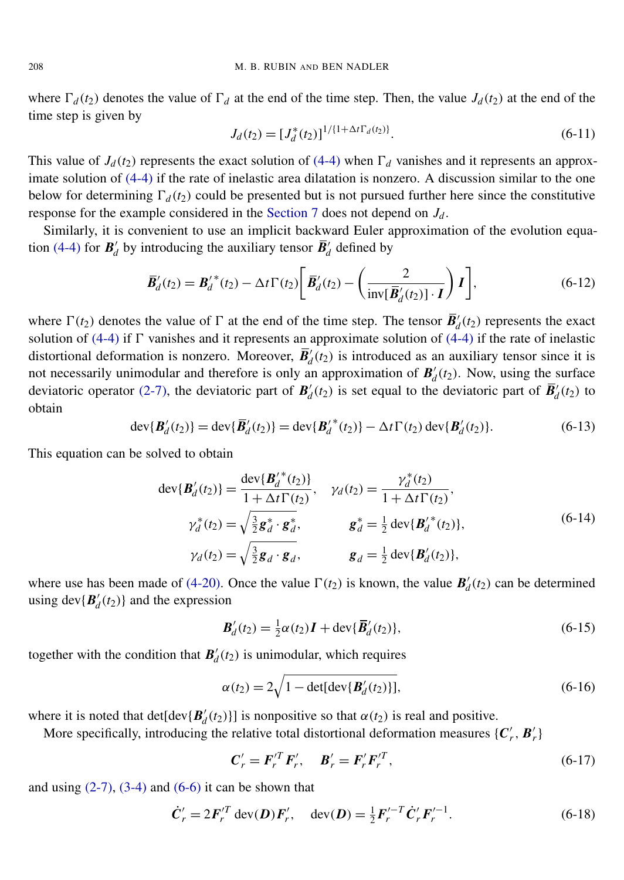where $\Gamma_d(t_2)$ denotes the value of $\Gamma_d$ at the end of the time step. Then, the value $J_d(t_2)$ at the end of the time step is given by

$$J_d(t_2) = [J_d^*(t_2)]^{1/\{1+\Delta t \Gamma_d(t_2)\}}. \tag{6-11}$$

This value of $J_d(t_2)$ represents the exact solution of (4-4) when $\Gamma_d$ vanishes and it represents an approximate solution of (4-4) if the rate of inelastic area dilatation is nonzero. A discussion similar to the one below for determining $\Gamma_d(t_2)$ could be presented but is not pursued further here since the constitutive response for the example considered in the Section 7 does not depend on $J_d$.

Similarly, it is convenient to use an implicit backward Euler approximation of the evolution equation (4-4) for $\boldsymbol{B}_d'$ by introducing the auxiliary tensor $\bar{\boldsymbol{B}}_d'$ defined by

$$\bar{\boldsymbol{B}}_d'(t_2) = \boldsymbol{B}_d'^{*}(t_2) - \Delta t \Gamma(t_2) \left[ \bar{\boldsymbol{B}}_d'(t_2) - \left( \frac{2}{\mathrm{inv}[\bar{\boldsymbol{B}}_d'(t_2)] \cdot \boldsymbol{I}} \right) \boldsymbol{I} \right], \tag{6-12}$$

where $\Gamma(t_2)$ denotes the value of $\Gamma$ at the end of the time step. The tensor $\bar{\boldsymbol{B}}_d'(t_2)$ represents the exact solution of (4-4) if $\Gamma$ vanishes and it represents an approximate solution of (4-4) if the rate of inelastic distortional deformation is nonzero. Moreover, $\bar{\boldsymbol{B}}_d'(t_2)$ is introduced as an auxiliary tensor since it is not necessarily unimodular and therefore is only an approximation of $\boldsymbol{B}_d'(t_2)$. Now, using the surface deviatoric operator (2-7), the deviatoric part of $\boldsymbol{B}_d'(t_2)$ is set equal to the deviatoric part of $\bar{\boldsymbol{B}}_d'(t_2)$ to obtain

$$\mathrm{dev}\{\boldsymbol{B}_d'(t_2)\} = \mathrm{dev}\{\bar{\boldsymbol{B}}_d'(t_2)\} = \mathrm{dev}\{\boldsymbol{B}_d'^{*}(t_2)\} - \Delta t \Gamma(t_2)\, \mathrm{dev}\{\boldsymbol{B}_d'(t_2)\}. \tag{6-13}$$

This equation can be solved to obtain

$$\begin{aligned}
\mathrm{dev}\{\boldsymbol{B}_d'(t_2)\} &= \frac{\mathrm{dev}\{\boldsymbol{B}_d'^{*}(t_2)\}}{1+\Delta t \Gamma(t_2)}, & \gamma_d(t_2) &= \frac{\gamma_d^*(t_2)}{1+\Delta t \Gamma(t_2)}, \\
\gamma_d^*(t_2) &= \sqrt{\tfrac{3}{2} \boldsymbol{g}_d^* \cdot \boldsymbol{g}_d^*}, & \boldsymbol{g}_d^* &= \tfrac{1}{2}\, \mathrm{dev}\{\boldsymbol{B}_d'^{*}(t_2)\}, \\
\gamma_d(t_2) &= \sqrt{\tfrac{3}{2} \boldsymbol{g}_d \cdot \boldsymbol{g}_d}, & \boldsymbol{g}_d &= \tfrac{1}{2}\, \mathrm{dev}\{\boldsymbol{B}_d'(t_2)\},
\end{aligned} \tag{6-14}$$

where use has been made of (4-20). Once the value $\Gamma(t_2)$ is known, the value $\boldsymbol{B}_d'(t_2)$ can be determined using $\mathrm{dev}\{\boldsymbol{B}_d'(t_2)\}$ and the expression

$$\boldsymbol{B}_d'(t_2) = \tfrac{1}{2}\alpha(t_2) \boldsymbol{I} + \mathrm{dev}\{\bar{\boldsymbol{B}}_d'(t_2)\}, \tag{6-15}$$

together with the condition that $\boldsymbol{B}_d'(t_2)$ is unimodular, which requires

$$\alpha(t_2) = 2\sqrt{1 - \det[\mathrm{dev}\{\boldsymbol{B}_d'(t_2)\}]}, \tag{6-16}$$

where it is noted that $\det[\mathrm{dev}\{\boldsymbol{B}_d'(t_2)\}]$ is nonpositive so that $\alpha(t_2)$ is real and positive.

More specifically, introducing the relative total distortional deformation measures $\{\boldsymbol{C}_r', \boldsymbol{B}_r'\}$

$$\boldsymbol{C}_r' = \boldsymbol{F}_r'^T \boldsymbol{F}_r', \quad \boldsymbol{B}_r' = \boldsymbol{F}_r' \boldsymbol{F}_r'^T, \tag{6-17}$$

and using (2-7), (3-4) and (6-6) it can be shown that

$$\dot{\boldsymbol{C}}_r' = 2\boldsymbol{F}_r'^T\, \mathrm{dev}(\boldsymbol{D}) \boldsymbol{F}_r', \quad \mathrm{dev}(\boldsymbol{D}) = \tfrac{1}{2} \boldsymbol{F}_r'^{-T} \dot{\boldsymbol{C}}_r' \boldsymbol{F}_r'^{-1}. \tag{6-18}$$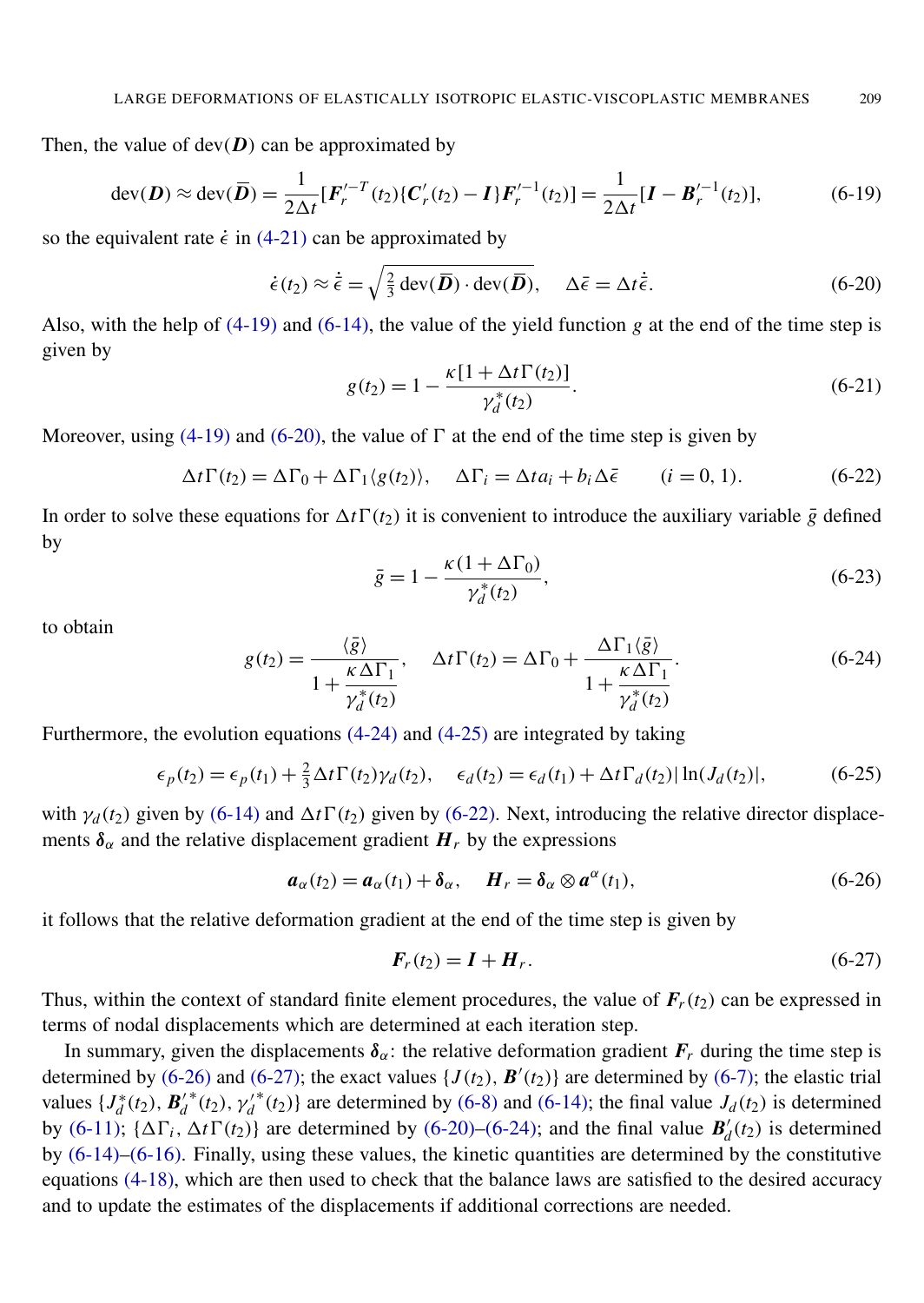Then, the value of $\text{dev}(\boldsymbol{D})$ can be approximated by

$$\text{dev}(\boldsymbol{D}) \approx \text{dev}(\bar{\boldsymbol{D}}) = \frac{1}{2\Delta t}[\boldsymbol{F}_r'^{-T}(t_2)\{\boldsymbol{C}_r'(t_2) - \boldsymbol{I}\}\boldsymbol{F}_r'^{-1}(t_2)] = \frac{1}{2\Delta t}[\boldsymbol{I} - \boldsymbol{B}_r'^{-1}(t_2)], \tag{6-19}$$

so the equivalent rate $\dot{\epsilon}$ in (4-21) can be approximated by

$$\dot{\epsilon}(t_2) \approx \dot{\bar{\epsilon}} = \sqrt{\tfrac{2}{3}\,\text{dev}(\bar{\boldsymbol{D}}) \cdot \text{dev}(\bar{\boldsymbol{D}})}, \quad \Delta\bar{\epsilon} = \Delta t \dot{\bar{\epsilon}}. \tag{6-20}$$

Also, with the help of (4-19) and (6-14), the value of the yield function $g$ at the end of the time step is given by

$$g(t_2) = 1 - \frac{\kappa[1 + \Delta t \Gamma(t_2)]}{\gamma_d^*(t_2)}. \tag{6-21}$$

Moreover, using (4-19) and (6-20), the value of $\Gamma$ at the end of the time step is given by

$$\Delta t \Gamma(t_2) = \Delta\Gamma_0 + \Delta\Gamma_1 \langle g(t_2) \rangle, \quad \Delta\Gamma_i = \Delta t a_i + b_i \Delta\bar{\epsilon} \qquad (i = 0, 1). \tag{6-22}$$

In order to solve these equations for $\Delta t \Gamma(t_2)$ it is convenient to introduce the auxiliary variable $\bar{g}$ defined by

$$\bar{g} = 1 - \frac{\kappa(1 + \Delta\Gamma_0)}{\gamma_d^*(t_2)}, \tag{6-23}$$

to obtain

$$g(t_2) = \frac{\langle \bar{g} \rangle}{1 + \dfrac{\kappa \Delta\Gamma_1}{\gamma_d^*(t_2)}}, \quad \Delta t \Gamma(t_2) = \Delta\Gamma_0 + \frac{\Delta\Gamma_1 \langle \bar{g} \rangle}{1 + \dfrac{\kappa \Delta\Gamma_1}{\gamma_d^*(t_2)}}. \tag{6-24}$$

Furthermore, the evolution equations (4-24) and (4-25) are integrated by taking

$$\epsilon_p(t_2) = \epsilon_p(t_1) + \tfrac{2}{3}\Delta t \Gamma(t_2)\gamma_d(t_2), \quad \epsilon_d(t_2) = \epsilon_d(t_1) + \Delta t \Gamma_d(t_2)|\ln(J_d(t_2)|, \tag{6-25}$$

with $\gamma_d(t_2)$ given by (6-14) and $\Delta t \Gamma(t_2)$ given by (6-22). Next, introducing the relative director displacements $\boldsymbol{\delta}_\alpha$ and the relative displacement gradient $\boldsymbol{H}_r$ by the expressions

$$\boldsymbol{a}_\alpha(t_2) = \boldsymbol{a}_\alpha(t_1) + \boldsymbol{\delta}_\alpha, \quad \boldsymbol{H}_r = \boldsymbol{\delta}_\alpha \otimes \boldsymbol{a}^\alpha(t_1), \tag{6-26}$$

it follows that the relative deformation gradient at the end of the time step is given by

$$\boldsymbol{F}_r(t_2) = \boldsymbol{I} + \boldsymbol{H}_r. \tag{6-27}$$

Thus, within the context of standard finite element procedures, the value of $\boldsymbol{F}_r(t_2)$ can be expressed in terms of nodal displacements which are determined at each iteration step.

In summary, given the displacements $\boldsymbol{\delta}_\alpha$: the relative deformation gradient $\boldsymbol{F}_r$ during the time step is determined by (6-26) and (6-27); the exact values $\{J(t_2), \boldsymbol{B}'(t_2)\}$ are determined by (6-7); the elastic trial values $\{J_d^*(t_2), \boldsymbol{B}_d'^*(t_2), \gamma_d'^*(t_2)\}$ are determined by (6-8) and (6-14); the final value $J_d(t_2)$ is determined by (6-11); $\{\Delta\Gamma_i, \Delta t \Gamma(t_2)\}$ are determined by (6-20)–(6-24); and the final value $\boldsymbol{B}_d'(t_2)$ is determined by (6-14)–(6-16). Finally, using these values, the kinetic quantities are determined by the constitutive equations (4-18), which are then used to check that the balance laws are satisfied to the desired accuracy and to update the estimates of the displacements if additional corrections are needed.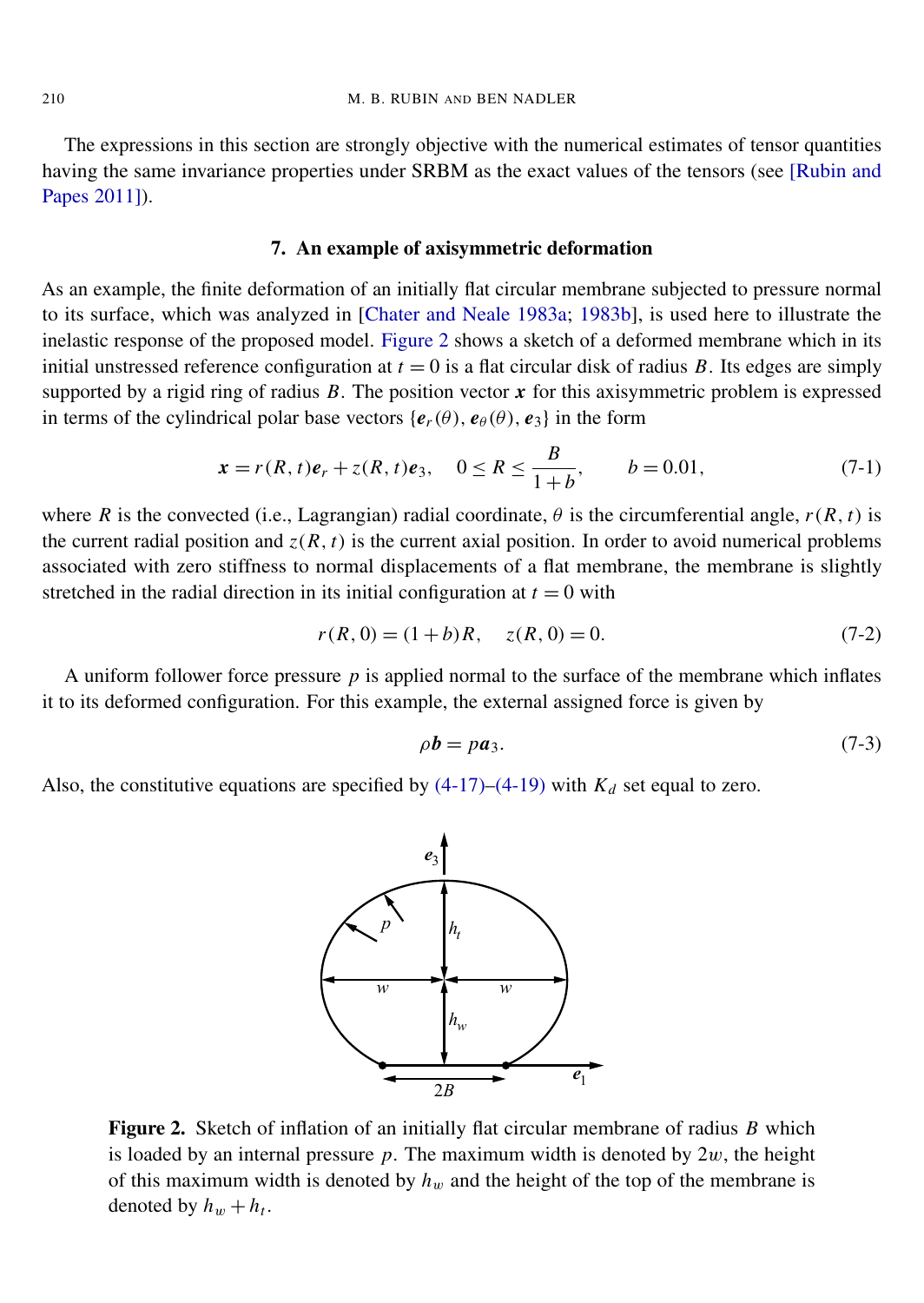The expressions in this section are strongly objective with the numerical estimates of tensor quantities having the same invariance properties under SRBM as the exact values of the tensors (see [Rubin and Papes 2011]).

## 7. An example of axisymmetric deformation

As an example, the finite deformation of an initially flat circular membrane subjected to pressure normal to its surface, which was analyzed in [Chater and Neale 1983a; 1983b], is used here to illustrate the inelastic response of the proposed model. Figure 2 shows a sketch of a deformed membrane which in its initial unstressed reference configuration at $t = 0$ is a flat circular disk of radius $B$. Its edges are simply supported by a rigid ring of radius $B$. The position vector $\boldsymbol{x}$ for this axisymmetric problem is expressed in terms of the cylindrical polar base vectors $\{\boldsymbol{e}_r(\theta), \boldsymbol{e}_\theta(\theta), \boldsymbol{e}_3\}$ in the form

$$\boldsymbol{x} = r(R,t)\boldsymbol{e}_r + z(R,t)\boldsymbol{e}_3, \quad 0 \le R \le \frac{B}{1+b}, \qquad b = 0.01, \tag{7-1}$$

where $R$ is the convected (i.e., Lagrangian) radial coordinate, $\theta$ is the circumferential angle, $r(R,t)$ is the current radial position and $z(R,t)$ is the current axial position. In order to avoid numerical problems associated with zero stiffness to normal displacements of a flat membrane, the membrane is slightly stretched in the radial direction in its initial configuration at $t = 0$ with

$$r(R,0) = (1+b)R, \quad z(R,0) = 0. \tag{7-2}$$

A uniform follower force pressure $p$ is applied normal to the surface of the membrane which inflates it to its deformed configuration. For this example, the external assigned force is given by

$$\rho \boldsymbol{b} = p\boldsymbol{a}_3. \tag{7-3}$$

Also, the constitutive equations are specified by (4-17)–(4-19) with $K_d$ set equal to zero.

**Figure 2.** Sketch of inflation of an initially flat circular membrane of radius $B$ which is loaded by an internal pressure $p$. The maximum width is denoted by $2w$, the height of this maximum width is denoted by $h_w$ and the height of the top of the membrane is denoted by $h_w + h_t$.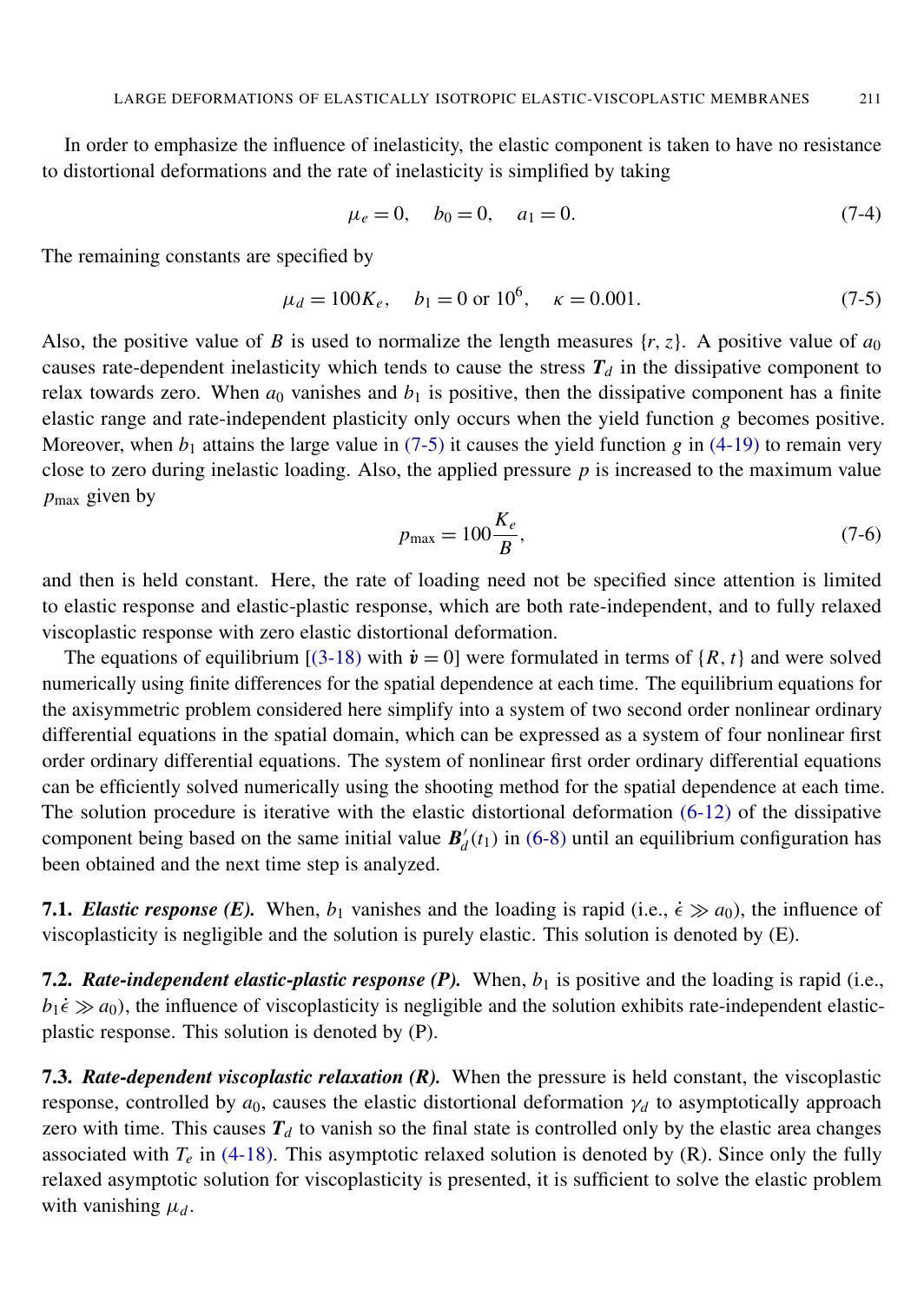In order to emphasize the influence of inelasticity, the elastic component is taken to have no resistance to distortional deformations and the rate of inelasticity is simplified by taking

$$\mu_e = 0, \quad b_0 = 0, \quad a_1 = 0. \tag{7-4}$$

The remaining constants are specified by

$$\mu_d = 100K_e, \quad b_1 = 0 \text{ or } 10^6, \quad \kappa = 0.001. \tag{7-5}$$

Also, the positive value of $B$ is used to normalize the length measures $\{r, z\}$. A positive value of $a_0$ causes rate-dependent inelasticity which tends to cause the stress $\boldsymbol{T}_d$ in the dissipative component to relax towards zero. When $a_0$ vanishes and $b_1$ is positive, then the dissipative component has a finite elastic range and rate-independent plasticity only occurs when the yield function $g$ becomes positive. Moreover, when $b_1$ attains the large value in (7-5) it causes the yield function $g$ in (4-19) to remain very close to zero during inelastic loading. Also, the applied pressure $p$ is increased to the maximum value $p_{\max}$ given by

$$p_{\max} = 100\frac{K_e}{B}, \tag{7-6}$$

and then is held constant. Here, the rate of loading need not be specified since attention is limited to elastic response and elastic-plastic response, which are both rate-independent, and to fully relaxed viscoplastic response with zero elastic distortional deformation.

The equations of equilibrium [(3-18) with $\dot{\boldsymbol{v}} = 0$] were formulated in terms of $\{R, t\}$ and were solved numerically using finite differences for the spatial dependence at each time. The equilibrium equations for the axisymmetric problem considered here simplify into a system of two second order nonlinear ordinary differential equations in the spatial domain, which can be expressed as a system of four nonlinear first order ordinary differential equations. The system of nonlinear first order ordinary differential equations can be efficiently solved numerically using the shooting method for the spatial dependence at each time. The solution procedure is iterative with the elastic distortional deformation (6-12) of the dissipative component being based on the same initial value $\boldsymbol{B}'_d(t_1)$ in (6-8) until an equilibrium configuration has been obtained and the next time step is analyzed.

**7.1.** ***Elastic response (E).*** When, $b_1$ vanishes and the loading is rapid (i.e., $\dot{\epsilon} \gg a_0$), the influence of viscoplasticity is negligible and the solution is purely elastic. This solution is denoted by (E).

**7.2.** ***Rate-independent elastic-plastic response (P).*** When, $b_1$ is positive and the loading is rapid (i.e., $b_1\dot{\epsilon} \gg a_0$), the influence of viscoplasticity is negligible and the solution exhibits rate-independent elastic-plastic response. This solution is denoted by (P).

**7.3.** ***Rate-dependent viscoplastic relaxation (R).*** When the pressure is held constant, the viscoplastic response, controlled by $a_0$, causes the elastic distortional deformation $\gamma_d$ to asymptotically approach zero with time. This causes $\boldsymbol{T}_d$ to vanish so the final state is controlled only by the elastic area changes associated with $T_e$ in (4-18). This asymptotic relaxed solution is denoted by (R). Since only the fully relaxed asymptotic solution for viscoplasticity is presented, it is sufficient to solve the elastic problem with vanishing $\mu_d$.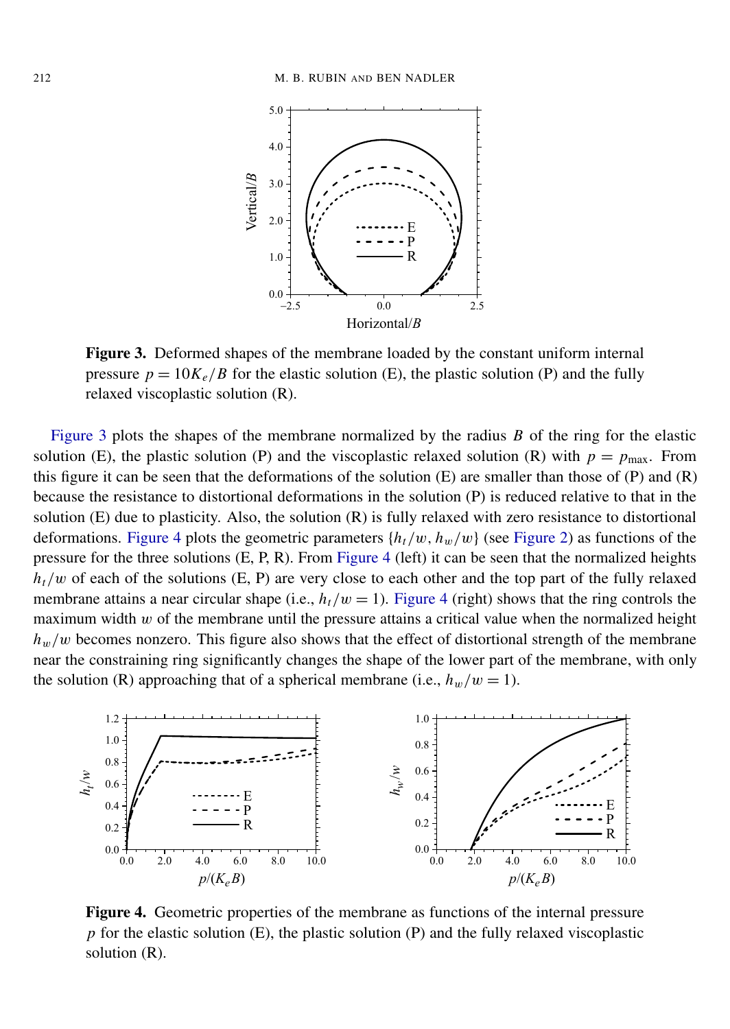**Figure 3.** Deformed shapes of the membrane loaded by the constant uniform internal pressure $p = 10K_e/B$ for the elastic solution (E), the plastic solution (P) and the fully relaxed viscoplastic solution (R).

Figure 3 plots the shapes of the membrane normalized by the radius $B$ of the ring for the elastic solution (E), the plastic solution (P) and the viscoplastic relaxed solution (R) with $p = p_{\max}$. From this figure it can be seen that the deformations of the solution (E) are smaller than those of (P) and (R) because the resistance to distortional deformations in the solution (P) is reduced relative to that in the solution (E) due to plasticity. Also, the solution (R) is fully relaxed with zero resistance to distortional deformations. Figure 4 plots the geometric parameters $\{h_t/w, h_w/w\}$ (see Figure 2) as functions of the pressure for the three solutions (E, P, R). From Figure 4 (left) it can be seen that the normalized heights $h_t/w$ of each of the solutions (E, P) are very close to each other and the top part of the fully relaxed membrane attains a near circular shape (i.e., $h_t/w = 1$). Figure 4 (right) shows that the ring controls the maximum width $w$ of the membrane until the pressure attains a critical value when the normalized height $h_w/w$ becomes nonzero. This figure also shows that the effect of distortional strength of the membrane near the constraining ring significantly changes the shape of the lower part of the membrane, with only the solution (R) approaching that of a spherical membrane (i.e., $h_w/w = 1$).

**Figure 4.** Geometric properties of the membrane as functions of the internal pressure $p$ for the elastic solution (E), the plastic solution (P) and the fully relaxed viscoplastic solution (R).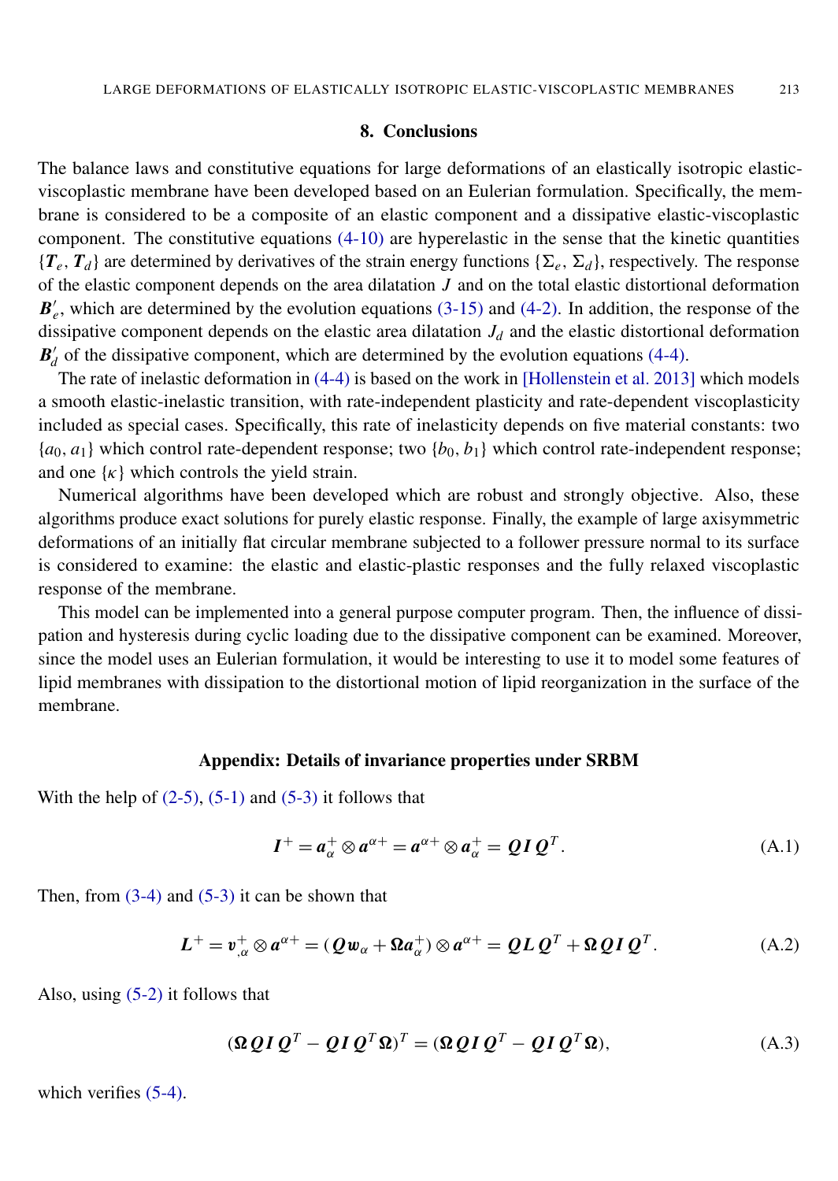## 8. Conclusions

The balance laws and constitutive equations for large deformations of an elastically isotropic elastic-viscoplastic membrane have been developed based on an Eulerian formulation. Specifically, the membrane is considered to be a composite of an elastic component and a dissipative elastic-viscoplastic component. The constitutive equations (4-10) are hyperelastic in the sense that the kinetic quantities $\{\boldsymbol{T}_e, \boldsymbol{T}_d\}$ are determined by derivatives of the strain energy functions $\{\Sigma_e, \Sigma_d\}$, respectively. The response of the elastic component depends on the area dilatation $J$ and on the total elastic distortional deformation $\boldsymbol{B}'_e$, which are determined by the evolution equations (3-15) and (4-2). In addition, the response of the dissipative component depends on the elastic area dilatation $J_d$ and the elastic distortional deformation $\boldsymbol{B}'_d$ of the dissipative component, which are determined by the evolution equations (4-4).

The rate of inelastic deformation in (4-4) is based on the work in [Hollenstein et al. 2013] which models a smooth elastic-inelastic transition, with rate-independent plasticity and rate-dependent viscoplasticity included as special cases. Specifically, this rate of inelasticity depends on five material constants: two $\{a_0, a_1\}$ which control rate-dependent response; two $\{b_0, b_1\}$ which control rate-independent response; and one $\{\kappa\}$ which controls the yield strain.

Numerical algorithms have been developed which are robust and strongly objective. Also, these algorithms produce exact solutions for purely elastic response. Finally, the example of large axisymmetric deformations of an initially flat circular membrane subjected to a follower pressure normal to its surface is considered to examine: the elastic and elastic-plastic responses and the fully relaxed viscoplastic response of the membrane.

This model can be implemented into a general purpose computer program. Then, the influence of dissipation and hysteresis during cyclic loading due to the dissipative component can be examined. Moreover, since the model uses an Eulerian formulation, it would be interesting to use it to model some features of lipid membranes with dissipation to the distortional motion of lipid reorganization in the surface of the membrane.

## Appendix: Details of invariance properties under SRBM

With the help of (2-5), (5-1) and (5-3) it follows that

$$\boldsymbol{I}^+ = \boldsymbol{a}^+_\alpha \otimes \boldsymbol{a}^{\alpha+} = \boldsymbol{a}^{\alpha+} \otimes \boldsymbol{a}^+_\alpha = \boldsymbol{Q}\,\boldsymbol{I}\,\boldsymbol{Q}^T. \tag{A.1}$$

Then, from (3-4) and (5-3) it can be shown that

$$\boldsymbol{L}^+ = \boldsymbol{v}^+_{,\alpha} \otimes \boldsymbol{a}^{\alpha+} = (\boldsymbol{Q}\boldsymbol{w}_\alpha + \boldsymbol{\Omega}\boldsymbol{a}^+_\alpha) \otimes \boldsymbol{a}^{\alpha+} = \boldsymbol{Q}\,\boldsymbol{L}\,\boldsymbol{Q}^T + \boldsymbol{\Omega}\,\boldsymbol{Q}\,\boldsymbol{I}\,\boldsymbol{Q}^T. \tag{A.2}$$

Also, using (5-2) it follows that

$$(\boldsymbol{\Omega}\,\boldsymbol{Q}\,\boldsymbol{I}\,\boldsymbol{Q}^T - \boldsymbol{Q}\,\boldsymbol{I}\,\boldsymbol{Q}^T\boldsymbol{\Omega})^T = (\boldsymbol{\Omega}\,\boldsymbol{Q}\,\boldsymbol{I}\,\boldsymbol{Q}^T - \boldsymbol{Q}\,\boldsymbol{I}\,\boldsymbol{Q}^T\boldsymbol{\Omega}), \tag{A.3}$$

which verifies (5-4).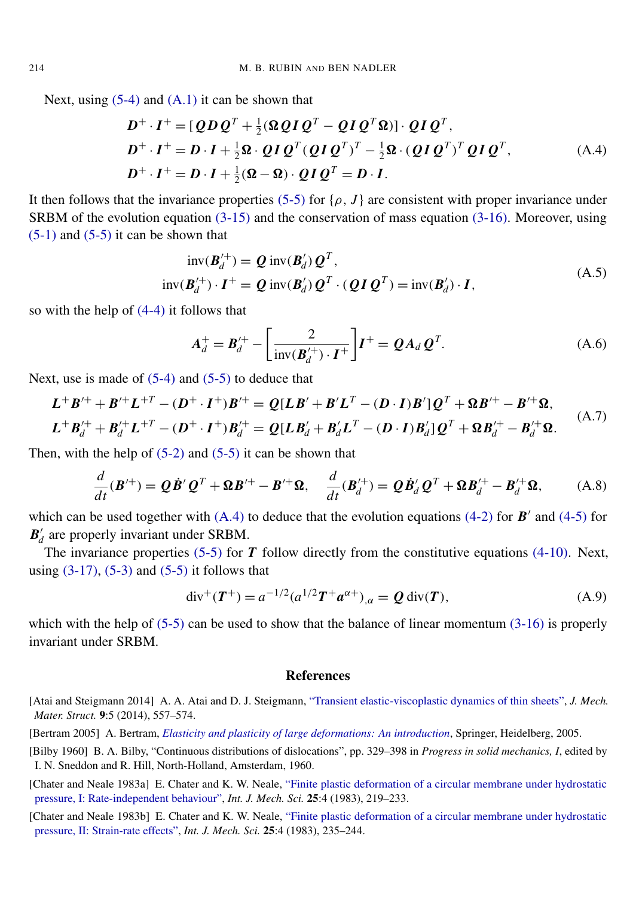Next, using (5-4) and (A.1) it can be shown that

$$
\begin{aligned}
\boldsymbol{D}^+ \cdot \boldsymbol{I}^+ &= [\boldsymbol{Q}\boldsymbol{D}\boldsymbol{Q}^T + \tfrac{1}{2}(\boldsymbol{\Omega}\boldsymbol{Q}\boldsymbol{I}\boldsymbol{Q}^T - \boldsymbol{Q}\boldsymbol{I}\boldsymbol{Q}^T\boldsymbol{\Omega})] \cdot \boldsymbol{Q}\boldsymbol{I}\boldsymbol{Q}^T, \\
\boldsymbol{D}^+ \cdot \boldsymbol{I}^+ &= \boldsymbol{D} \cdot \boldsymbol{I} + \tfrac{1}{2}\boldsymbol{\Omega} \cdot \boldsymbol{Q}\boldsymbol{I}\boldsymbol{Q}^T(\boldsymbol{Q}\boldsymbol{I}\boldsymbol{Q}^T)^T - \tfrac{1}{2}\boldsymbol{\Omega} \cdot (\boldsymbol{Q}\boldsymbol{I}\boldsymbol{Q}^T)^T\boldsymbol{Q}\boldsymbol{I}\boldsymbol{Q}^T, \\
\boldsymbol{D}^+ \cdot \boldsymbol{I}^+ &= \boldsymbol{D} \cdot \boldsymbol{I} + \tfrac{1}{2}(\boldsymbol{\Omega} - \boldsymbol{\Omega}) \cdot \boldsymbol{Q}\boldsymbol{I}\boldsymbol{Q}^T = \boldsymbol{D} \cdot \boldsymbol{I}.
\end{aligned}
\tag{A.4}
$$

It then follows that the invariance properties (5-5) for $\{\rho, J\}$ are consistent with proper invariance under SRBM of the evolution equation (3-15) and the conservation of mass equation (3-16). Moreover, using (5-1) and (5-5) it can be shown that

$$
\begin{aligned}
\operatorname{inv}(\boldsymbol{B}_d'^+) &= \boldsymbol{Q}\operatorname{inv}(\boldsymbol{B}_d')\boldsymbol{Q}^T, \\
\operatorname{inv}(\boldsymbol{B}_d'^+) \cdot \boldsymbol{I}^+ &= \boldsymbol{Q}\operatorname{inv}(\boldsymbol{B}_d')\boldsymbol{Q}^T \cdot (\boldsymbol{Q}\boldsymbol{I}\boldsymbol{Q}^T) = \operatorname{inv}(\boldsymbol{B}_d') \cdot \boldsymbol{I},
\end{aligned}
\tag{A.5}
$$

so with the help of (4-4) it follows that

$$
\boldsymbol{A}_d^+ = \boldsymbol{B}_d'^+ - \left[\frac{2}{\operatorname{inv}(\boldsymbol{B}_d'^+) \cdot \boldsymbol{I}^+}\right]\boldsymbol{I}^+ = \boldsymbol{Q}\boldsymbol{A}_d\boldsymbol{Q}^T. \tag{A.6}
$$

Next, use is made of (5-4) and (5-5) to deduce that

$$
\begin{aligned}
\boldsymbol{L}^+\boldsymbol{B}'^+ + \boldsymbol{B}'^+\boldsymbol{L}^{+T} - (\boldsymbol{D}^+ \cdot \boldsymbol{I}^+)\boldsymbol{B}'^+ &= \boldsymbol{Q}[\boldsymbol{L}\boldsymbol{B}' + \boldsymbol{B}'\boldsymbol{L}^T - (\boldsymbol{D} \cdot \boldsymbol{I})\boldsymbol{B}']\boldsymbol{Q}^T + \boldsymbol{\Omega}\boldsymbol{B}'^+ - \boldsymbol{B}'^+\boldsymbol{\Omega}, \\
\boldsymbol{L}^+\boldsymbol{B}_d'^+ + \boldsymbol{B}_d'^+\boldsymbol{L}^{+T} - (\boldsymbol{D}^+ \cdot \boldsymbol{I}^+)\boldsymbol{B}_d'^+ &= \boldsymbol{Q}[\boldsymbol{L}\boldsymbol{B}_d' + \boldsymbol{B}_d'\boldsymbol{L}^T - (\boldsymbol{D} \cdot \boldsymbol{I})\boldsymbol{B}_d']\boldsymbol{Q}^T + \boldsymbol{\Omega}\boldsymbol{B}_d'^+ - \boldsymbol{B}_d'^+\boldsymbol{\Omega}.
\end{aligned}
\tag{A.7}
$$

Then, with the help of (5-2) and (5-5) it can be shown that

$$
\frac{d}{dt}(\boldsymbol{B}'^+) = \boldsymbol{Q}\dot{\boldsymbol{B}}'\boldsymbol{Q}^T + \boldsymbol{\Omega}\boldsymbol{B}'^+ - \boldsymbol{B}'^+\boldsymbol{\Omega}, \quad \frac{d}{dt}(\boldsymbol{B}_d'^+) = \boldsymbol{Q}\dot{\boldsymbol{B}}_d'\boldsymbol{Q}^T + \boldsymbol{\Omega}\boldsymbol{B}_d'^+ - \boldsymbol{B}_d'^+\boldsymbol{\Omega}, \tag{A.8}
$$

which can be used together with (A.4) to deduce that the evolution equations (4-2) for $\boldsymbol{B}'$ and (4-5) for $\boldsymbol{B}_d'$ are properly invariant under SRBM.

The invariance properties (5-5) for $\boldsymbol{T}$ follow directly from the constitutive equations (4-10). Next, using (3-17), (5-3) and (5-5) it follows that

$$
\operatorname{div}^+(\boldsymbol{T}^+) = a^{-1/2}(a^{1/2}\boldsymbol{T}^+\boldsymbol{a}^{\alpha+})_{,\alpha} = \boldsymbol{Q}\operatorname{div}(\boldsymbol{T}), \tag{A.9}
$$

which with the help of (5-5) can be used to show that the balance of linear momentum (3-16) is properly invariant under SRBM.

## References

[Atai and Steigmann 2014] A. A. Atai and D. J. Steigmann, "Transient elastic-viscoplastic dynamics of thin sheets", *J. Mech. Mater. Struct.* **9**:5 (2014), 557–574.

[Bertram 2005] A. Bertram, *Elasticity and plasticity of large deformations: An introduction*, Springer, Heidelberg, 2005.

[Bilby 1960] B. A. Bilby, "Continuous distributions of dislocations", pp. 329–398 in *Progress in solid mechanics, I*, edited by I. N. Sneddon and R. Hill, North-Holland, Amsterdam, 1960.

[Chater and Neale 1983a] E. Chater and K. W. Neale, "Finite plastic deformation of a circular membrane under hydrostatic pressure, I: Rate-independent behaviour", *Int. J. Mech. Sci.* **25**:4 (1983), 219–233.

[Chater and Neale 1983b] E. Chater and K. W. Neale, "Finite plastic deformation of a circular membrane under hydrostatic pressure, II: Strain-rate effects", *Int. J. Mech. Sci.* **25**:4 (1983), 235–244.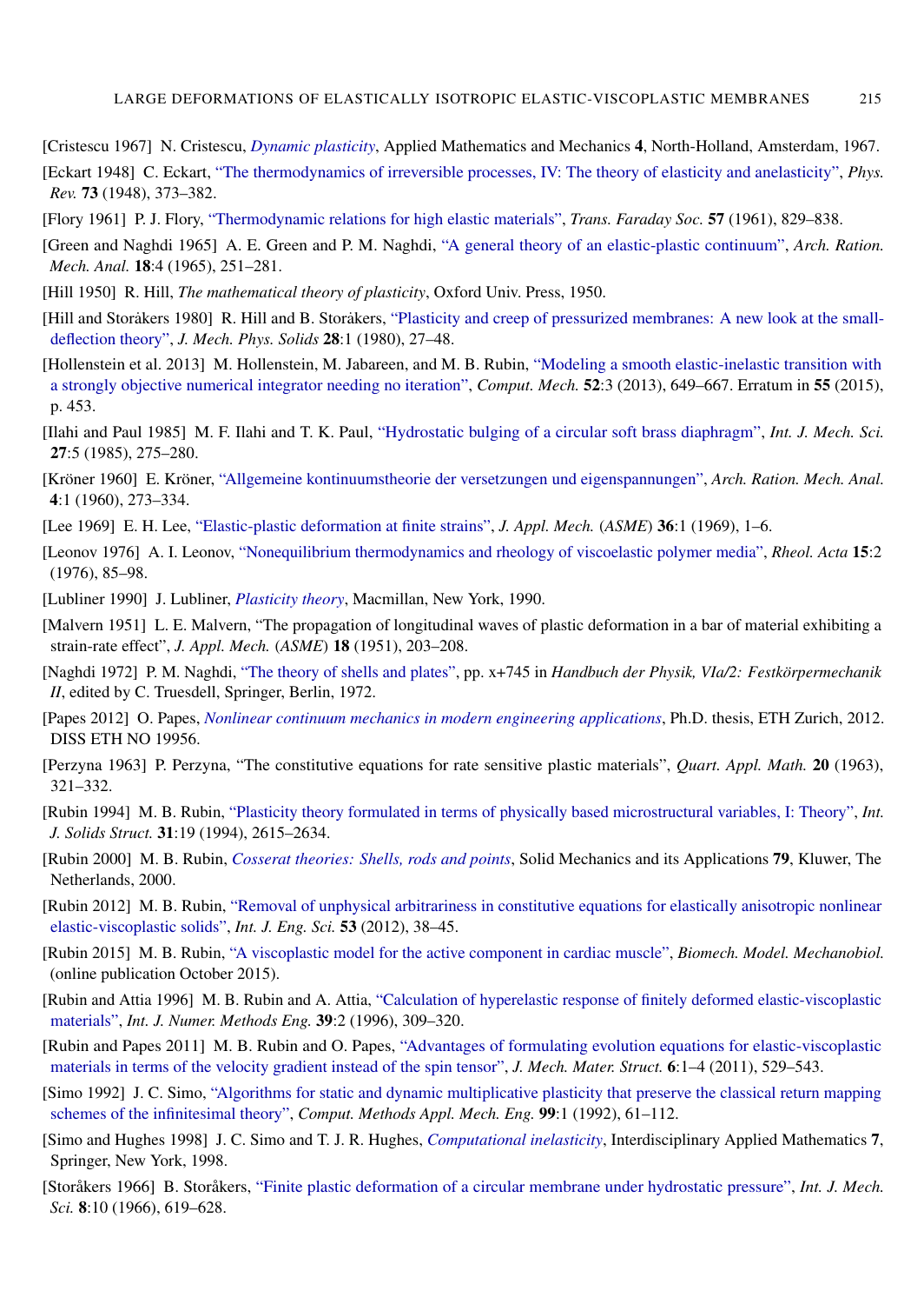[Cristescu 1967] N. Cristescu, *Dynamic plasticity*, Applied Mathematics and Mechanics **4**, North-Holland, Amsterdam, 1967.

[Eckart 1948] C. Eckart, "The thermodynamics of irreversible processes, IV: The theory of elasticity and anelasticity", *Phys. Rev.* **73** (1948), 373–382.

[Flory 1961] P. J. Flory, "Thermodynamic relations for high elastic materials", *Trans. Faraday Soc.* **57** (1961), 829–838.

[Green and Naghdi 1965] A. E. Green and P. M. Naghdi, "A general theory of an elastic-plastic continuum", *Arch. Ration. Mech. Anal.* **18**:4 (1965), 251–281.

[Hill 1950] R. Hill, *The mathematical theory of plasticity*, Oxford Univ. Press, 1950.

[Hill and Storåkers 1980] R. Hill and B. Storåkers, "Plasticity and creep of pressurized membranes: A new look at the small-deflection theory", *J. Mech. Phys. Solids* **28**:1 (1980), 27–48.

[Hollenstein et al. 2013] M. Hollenstein, M. Jabareen, and M. B. Rubin, "Modeling a smooth elastic-inelastic transition with a strongly objective numerical integrator needing no iteration", *Comput. Mech.* **52**:3 (2013), 649–667. Erratum in **55** (2015), p. 453.

[Ilahi and Paul 1985] M. F. Ilahi and T. K. Paul, "Hydrostatic bulging of a circular soft brass diaphragm", *Int. J. Mech. Sci.* **27**:5 (1985), 275–280.

[Kröner 1960] E. Kröner, "Allgemeine kontinuumstheorie der versetzungen und eigenspannungen", *Arch. Ration. Mech. Anal.* **4**:1 (1960), 273–334.

[Lee 1969] E. H. Lee, "Elastic-plastic deformation at finite strains", *J. Appl. Mech.* (*ASME*) **36**:1 (1969), 1–6.

[Leonov 1976] A. I. Leonov, "Nonequilibrium thermodynamics and rheology of viscoelastic polymer media", *Rheol. Acta* **15**:2 (1976), 85–98.

[Lubliner 1990] J. Lubliner, *Plasticity theory*, Macmillan, New York, 1990.

[Malvern 1951] L. E. Malvern, "The propagation of longitudinal waves of plastic deformation in a bar of material exhibiting a strain-rate effect", *J. Appl. Mech.* (*ASME*) **18** (1951), 203–208.

[Naghdi 1972] P. M. Naghdi, "The theory of shells and plates", pp. x+745 in *Handbuch der Physik, VIa/2: Festkörpermechanik II*, edited by C. Truesdell, Springer, Berlin, 1972.

[Papes 2012] O. Papes, *Nonlinear continuum mechanics in modern engineering applications*, Ph.D. thesis, ETH Zurich, 2012. DISS ETH NO 19956.

[Perzyna 1963] P. Perzyna, "The constitutive equations for rate sensitive plastic materials", *Quart. Appl. Math.* **20** (1963), 321–332.

[Rubin 1994] M. B. Rubin, "Plasticity theory formulated in terms of physically based microstructural variables, I: Theory", *Int. J. Solids Struct.* **31**:19 (1994), 2615–2634.

[Rubin 2000] M. B. Rubin, *Cosserat theories: Shells, rods and points*, Solid Mechanics and its Applications **79**, Kluwer, The Netherlands, 2000.

[Rubin 2012] M. B. Rubin, "Removal of unphysical arbitrariness in constitutive equations for elastically anisotropic nonlinear elastic-viscoplastic solids", *Int. J. Eng. Sci.* **53** (2012), 38–45.

[Rubin 2015] M. B. Rubin, "A viscoplastic model for the active component in cardiac muscle", *Biomech. Model. Mechanobiol.* (online publication October 2015).

[Rubin and Attia 1996] M. B. Rubin and A. Attia, "Calculation of hyperelastic response of finitely deformed elastic-viscoplastic materials", *Int. J. Numer. Methods Eng.* **39**:2 (1996), 309–320.

[Rubin and Papes 2011] M. B. Rubin and O. Papes, "Advantages of formulating evolution equations for elastic-viscoplastic materials in terms of the velocity gradient instead of the spin tensor", *J. Mech. Mater. Struct.* **6**:1–4 (2011), 529–543.

[Simo 1992] J. C. Simo, "Algorithms for static and dynamic multiplicative plasticity that preserve the classical return mapping schemes of the infinitesimal theory", *Comput. Methods Appl. Mech. Eng.* **99**:1 (1992), 61–112.

[Simo and Hughes 1998] J. C. Simo and T. J. R. Hughes, *Computational inelasticity*, Interdisciplinary Applied Mathematics **7**, Springer, New York, 1998.

[Storåkers 1966] B. Storåkers, "Finite plastic deformation of a circular membrane under hydrostatic pressure", *Int. J. Mech. Sci.* **8**:10 (1966), 619–628.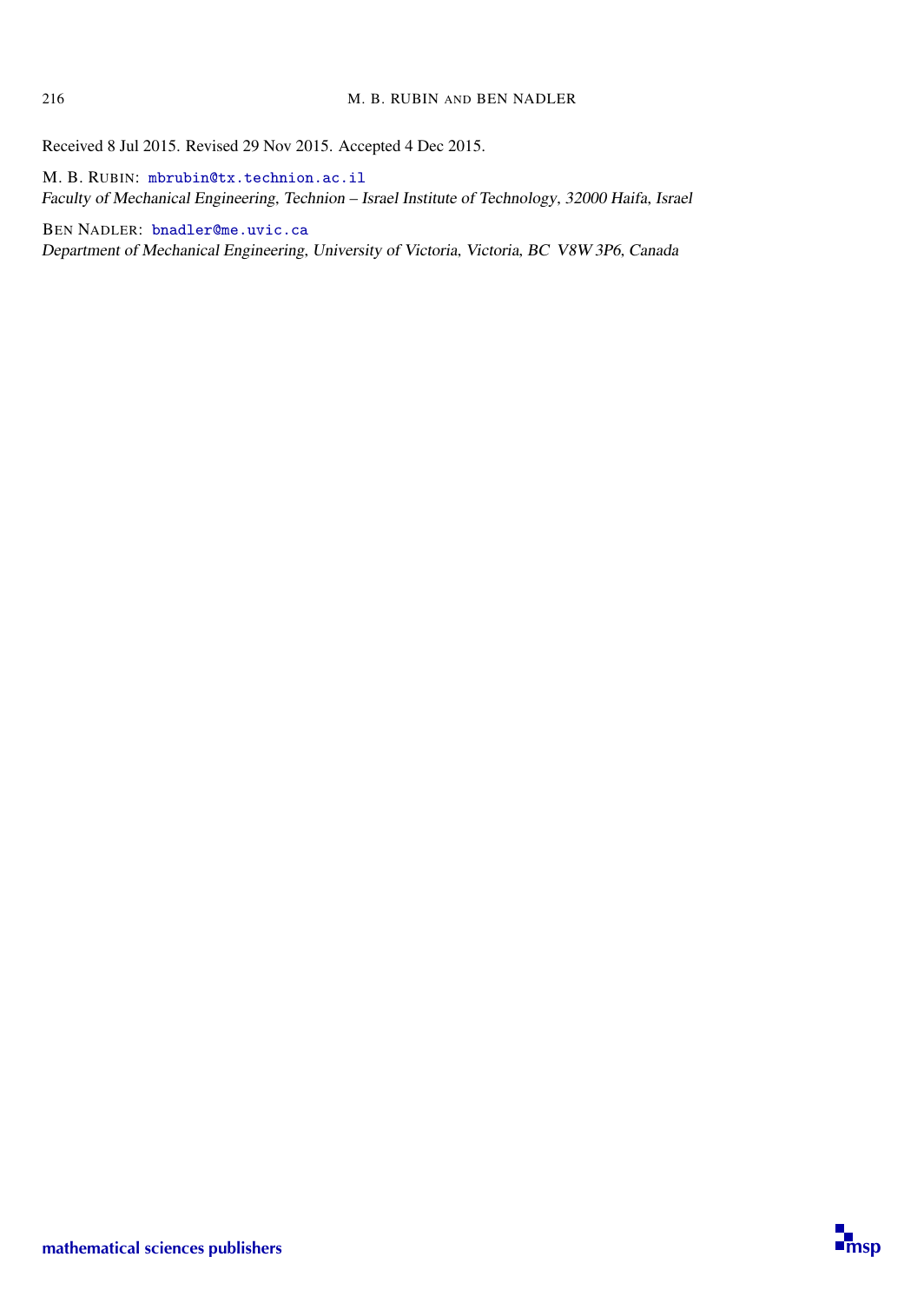Received 8 Jul 2015. Revised 29 Nov 2015. Accepted 4 Dec 2015.

M. B. RUBIN: mbrubin@tx.technion.ac.il
*Faculty of Mechanical Engineering, Technion – Israel Institute of Technology, 32000 Haifa, Israel*

BEN NADLER: bnadler@me.uvic.ca
*Department of Mechanical Engineering, University of Victoria, Victoria, BC V8W 3P6, Canada*

mathematical sciences publishers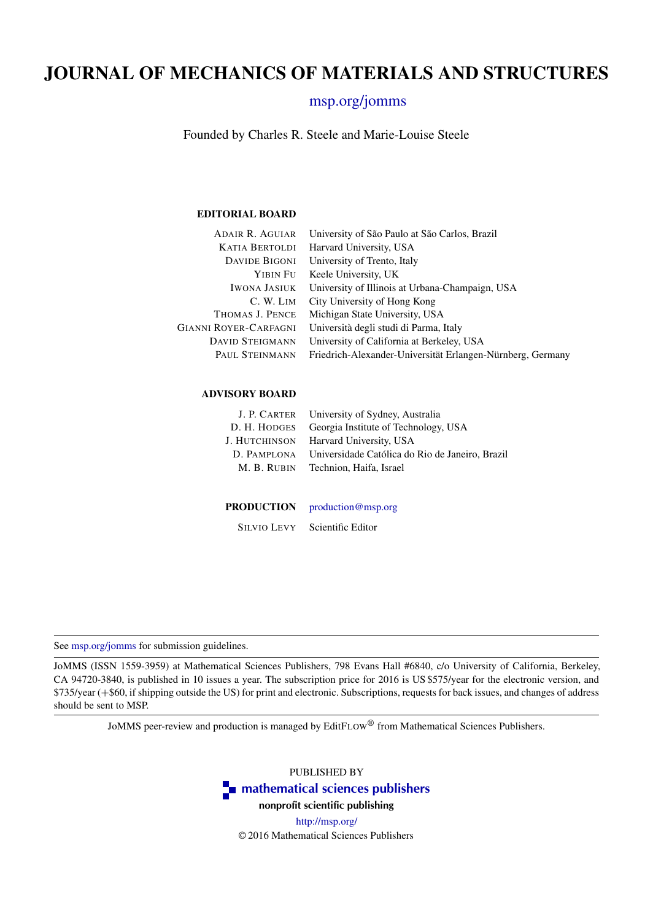# JOURNAL OF MECHANICS OF MATERIALS AND STRUCTURES

msp.org/jomms

Founded by Charles R. Steele and Marie-Louise Steele

### EDITORIAL BOARD

| | |
|---|---|
| Adair R. Aguiar | University of São Paulo at São Carlos, Brazil |
| Katia Bertoldi | Harvard University, USA |
| Davide Bigoni | University of Trento, Italy |
| Yibin Fu | Keele University, UK |
| Iwona Jasiuk | University of Illinois at Urbana-Champaign, USA |
| C. W. Lim | City University of Hong Kong |
| Thomas J. Pence | Michigan State University, USA |
| Gianni Royer-Carfagni | Università degli studi di Parma, Italy |
| David Steigmann | University of California at Berkeley, USA |
| Paul Steinmann | Friedrich-Alexander-Universität Erlangen-Nürnberg, Germany |

### ADVISORY BOARD

| | |
|---|---|
| J. P. Carter | University of Sydney, Australia |
| D. H. Hodges | Georgia Institute of Technology, USA |
| J. Hutchinson | Harvard University, USA |
| D. Pamplona | Universidade Católica do Rio de Janeiro, Brazil |
| M. B. Rubin | Technion, Haifa, Israel |

### PRODUCTION

production@msp.org

Silvio Levy — Scientific Editor

---

See msp.org/jomms for submission guidelines.

JoMMS (ISSN 1559-3959) at Mathematical Sciences Publishers, 798 Evans Hall #6840, c/o University of California, Berkeley, CA 94720-3840, is published in 10 issues a year. The subscription price for 2016 is US $575/year for the electronic version, and $735/year (+$60, if shipping outside the US) for print and electronic. Subscriptions, requests for back issues, and changes of address should be sent to MSP.

JoMMS peer-review and production is managed by EditFlow® from Mathematical Sciences Publishers.

PUBLISHED BY

**mathematical sciences publishers**

**nonprofit scientific publishing**

http://msp.org/

© 2016 Mathematical Sciences Publishers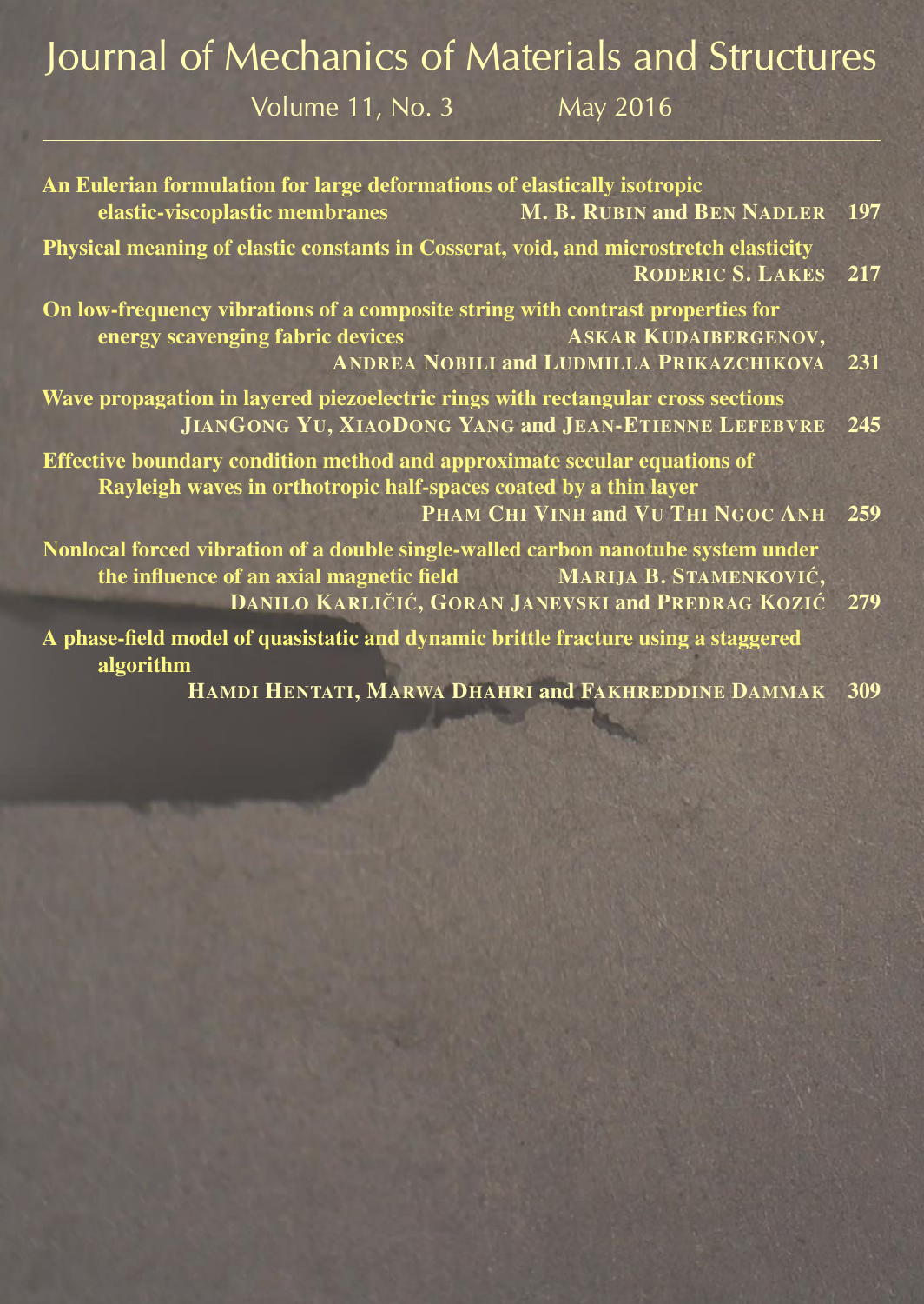# Journal of Mechanics of Materials and Structures

Volume 11, No. 3 May 2016

**An Eulerian formulation for large deformations of elastically isotropic elastic-viscoplastic membranes** M. B. RUBIN and BEN NADLER 197

**Physical meaning of elastic constants in Cosserat, void, and microstretch elasticity** RODERIC S. LAKES 217

**On low-frequency vibrations of a composite string with contrast properties for energy scavenging fabric devices** ASKAR KUDAIBERGENOV, ANDREA NOBILI and LUDMILLA PRIKAZCHIKOVA 231

**Wave propagation in layered piezoelectric rings with rectangular cross sections** JIANGONG YU, XIAODONG YANG and JEAN-ETIENNE LEFEBVRE 245

**Effective boundary condition method and approximate secular equations of Rayleigh waves in orthotropic half-spaces coated by a thin layer** PHAM CHI VINH and VU THI NGOC ANH 259

**Nonlocal forced vibration of a double single-walled carbon nanotube system under the influence of an axial magnetic field** MARIJA B. STAMENKOVIĆ, DANILO KARLIČIĆ, GORAN JANEVSKI and PREDRAG KOZIĆ 279

**A phase-field model of quasistatic and dynamic brittle fracture using a staggered algorithm** HAMDI HENTATI, MARWA DHAHRI and FAKHREDDINE DAMMAK 309